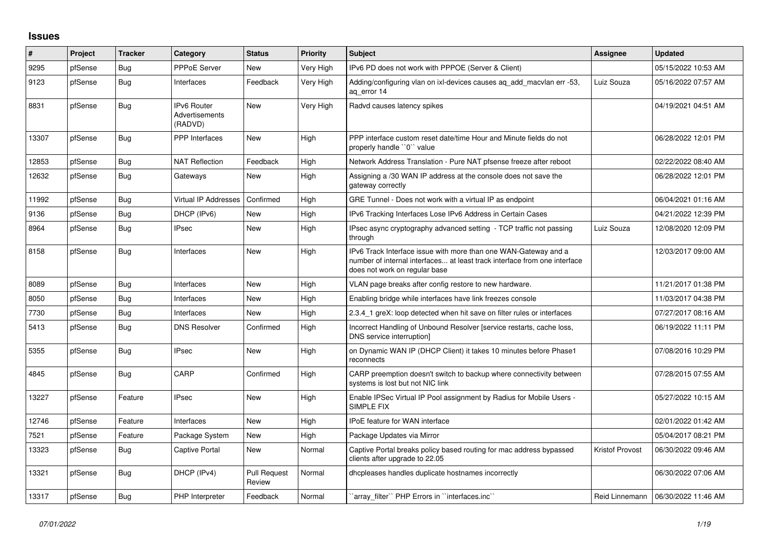## Issues

| # | Project | Tracker | Category | Status | Priority | Subject | Assignee | Updated |
|---|---|---|---|---|---|---|---|---|
| 9295 | pfSense | Bug | PPPoE Server | New | Very High | IPv6 PD does not work with PPPOE (Server & Client) | | 05/15/2022 10:53 AM |
| 9123 | pfSense | Bug | Interfaces | Feedback | Very High | Adding/configuring vlan on ixl-devices causes aq_add_macvlan err -53, aq_error 14 | Luiz Souza | 05/16/2022 07:57 AM |
| 8831 | pfSense | Bug | IPv6 Router Advertisements (RADVD) | New | Very High | Radvd causes latency spikes | | 04/19/2021 04:51 AM |
| 13307 | pfSense | Bug | PPP Interfaces | New | High | PPP interface custom reset date/time Hour and Minute fields do not properly handle ``0`` value | | 06/28/2022 12:01 PM |
| 12853 | pfSense | Bug | NAT Reflection | Feedback | High | Network Address Translation - Pure NAT pfsense freeze after reboot | | 02/22/2022 08:40 AM |
| 12632 | pfSense | Bug | Gateways | New | High | Assigning a /30 WAN IP address at the console does not save the gateway correctly | | 06/28/2022 12:01 PM |
| 11992 | pfSense | Bug | Virtual IP Addresses | Confirmed | High | GRE Tunnel - Does not work with a virtual IP as endpoint | | 06/04/2021 01:16 AM |
| 9136 | pfSense | Bug | DHCP (IPv6) | New | High | IPv6 Tracking Interfaces Lose IPv6 Address in Certain Cases | | 04/21/2022 12:39 PM |
| 8964 | pfSense | Bug | IPsec | New | High | IPsec async cryptography advanced setting - TCP traffic not passing through | Luiz Souza | 12/08/2020 12:09 PM |
| 8158 | pfSense | Bug | Interfaces | New | High | IPv6 Track Interface issue with more than one WAN-Gateway and a number of internal interfaces... at least track interface from one interface does not work on regular base | | 12/03/2017 09:00 AM |
| 8089 | pfSense | Bug | Interfaces | New | High | VLAN page breaks after config restore to new hardware. | | 11/21/2017 01:38 PM |
| 8050 | pfSense | Bug | Interfaces | New | High | Enabling bridge while interfaces have link freezes console | | 11/03/2017 04:38 PM |
| 7730 | pfSense | Bug | Interfaces | New | High | 2.3.4_1 greX: loop detected when hit save on filter rules or interfaces | | 07/27/2017 08:16 AM |
| 5413 | pfSense | Bug | DNS Resolver | Confirmed | High | Incorrect Handling of Unbound Resolver [service restarts, cache loss, DNS service interruption] | | 06/19/2022 11:11 PM |
| 5355 | pfSense | Bug | IPsec | New | High | on Dynamic WAN IP (DHCP Client) it takes 10 minutes before Phase1 reconnects | | 07/08/2016 10:29 PM |
| 4845 | pfSense | Bug | CARP | Confirmed | High | CARP preemption doesn't switch to backup where connectivity between systems is lost but not NIC link | | 07/28/2015 07:55 AM |
| 13227 | pfSense | Feature | IPsec | New | High | Enable IPSec Virtual IP Pool assignment by Radius for Mobile Users - SIMPLE FIX | | 05/27/2022 10:15 AM |
| 12746 | pfSense | Feature | Interfaces | New | High | IPoE feature for WAN interface | | 02/01/2022 01:42 AM |
| 7521 | pfSense | Feature | Package System | New | High | Package Updates via Mirror | | 05/04/2017 08:21 PM |
| 13323 | pfSense | Bug | Captive Portal | New | Normal | Captive Portal breaks policy based routing for mac address bypassed clients after upgrade to 22.05 | Kristof Provost | 06/30/2022 09:46 AM |
| 13321 | pfSense | Bug | DHCP (IPv4) | Pull Request Review | Normal | dhcpleases handles duplicate hostnames incorrectly | | 06/30/2022 07:06 AM |
| 13317 | pfSense | Bug | PHP Interpreter | Feedback | Normal | ``array_filter`` PHP Errors in ``interfaces.inc`` | Reid Linnemann | 06/30/2022 11:46 AM |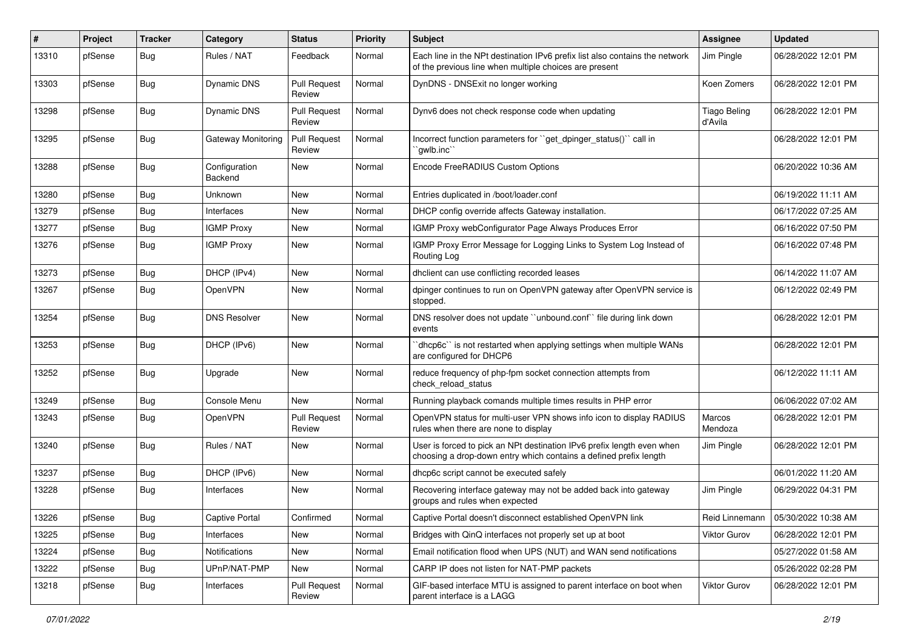| # | Project | Tracker | Category | Status | Priority | Subject | Assignee | Updated |
|---|---|---|---|---|---|---|---|---|
| 13310 | pfSense | Bug | Rules / NAT | Feedback | Normal | Each line in the NPt destination IPv6 prefix list also contains the network of the previous line when multiple choices are present | Jim Pingle | 06/28/2022 12:01 PM |
| 13303 | pfSense | Bug | Dynamic DNS | Pull Request Review | Normal | DynDNS - DNSExit no longer working | Koen Zomers | 06/28/2022 12:01 PM |
| 13298 | pfSense | Bug | Dynamic DNS | Pull Request Review | Normal | Dynv6 does not check response code when updating | Tiago Beling d'Avila | 06/28/2022 12:01 PM |
| 13295 | pfSense | Bug | Gateway Monitoring | Pull Request Review | Normal | Incorrect function parameters for ``get_dpinger_status()`` call in ``gwlb.inc`` | | 06/28/2022 12:01 PM |
| 13288 | pfSense | Bug | Configuration Backend | New | Normal | Encode FreeRADIUS Custom Options | | 06/20/2022 10:36 AM |
| 13280 | pfSense | Bug | Unknown | New | Normal | Entries duplicated in /boot/loader.conf | | 06/19/2022 11:11 AM |
| 13279 | pfSense | Bug | Interfaces | New | Normal | DHCP config override affects Gateway installation. | | 06/17/2022 07:25 AM |
| 13277 | pfSense | Bug | IGMP Proxy | New | Normal | IGMP Proxy webConfigurator Page Always Produces Error | | 06/16/2022 07:50 PM |
| 13276 | pfSense | Bug | IGMP Proxy | New | Normal | IGMP Proxy Error Message for Logging Links to System Log Instead of Routing Log | | 06/16/2022 07:48 PM |
| 13273 | pfSense | Bug | DHCP (IPv4) | New | Normal | dhclient can use conflicting recorded leases | | 06/14/2022 11:07 AM |
| 13267 | pfSense | Bug | OpenVPN | New | Normal | dpinger continues to run on OpenVPN gateway after OpenVPN service is stopped. | | 06/12/2022 02:49 PM |
| 13254 | pfSense | Bug | DNS Resolver | New | Normal | DNS resolver does not update ``unbound.conf`` file during link down events | | 06/28/2022 12:01 PM |
| 13253 | pfSense | Bug | DHCP (IPv6) | New | Normal | ``dhcp6c`` is not restarted when applying settings when multiple WANs are configured for DHCP6 | | 06/28/2022 12:01 PM |
| 13252 | pfSense | Bug | Upgrade | New | Normal | reduce frequency of php-fpm socket connection attempts from check_reload_status | | 06/12/2022 11:11 AM |
| 13249 | pfSense | Bug | Console Menu | New | Normal | Running playback comands multiple times results in PHP error | | 06/06/2022 07:02 AM |
| 13243 | pfSense | Bug | OpenVPN | Pull Request Review | Normal | OpenVPN status for multi-user VPN shows info icon to display RADIUS rules when there are none to display | Marcos Mendoza | 06/28/2022 12:01 PM |
| 13240 | pfSense | Bug | Rules / NAT | New | Normal | User is forced to pick an NPt destination IPv6 prefix length even when choosing a drop-down entry which contains a defined prefix length | Jim Pingle | 06/28/2022 12:01 PM |
| 13237 | pfSense | Bug | DHCP (IPv6) | New | Normal | dhcp6c script cannot be executed safely | | 06/01/2022 11:20 AM |
| 13228 | pfSense | Bug | Interfaces | New | Normal | Recovering interface gateway may not be added back into gateway groups and rules when expected | Jim Pingle | 06/29/2022 04:31 PM |
| 13226 | pfSense | Bug | Captive Portal | Confirmed | Normal | Captive Portal doesn't disconnect established OpenVPN link | Reid Linnemann | 05/30/2022 10:38 AM |
| 13225 | pfSense | Bug | Interfaces | New | Normal | Bridges with QinQ interfaces not properly set up at boot | Viktor Gurov | 06/28/2022 12:01 PM |
| 13224 | pfSense | Bug | Notifications | New | Normal | Email notification flood when UPS (NUT) and WAN send notifications | | 05/27/2022 01:58 AM |
| 13222 | pfSense | Bug | UPnP/NAT-PMP | New | Normal | CARP IP does not listen for NAT-PMP packets | | 05/26/2022 02:28 PM |
| 13218 | pfSense | Bug | Interfaces | Pull Request Review | Normal | GIF-based interface MTU is assigned to parent interface on boot when parent interface is a LAGG | Viktor Gurov | 06/28/2022 12:01 PM |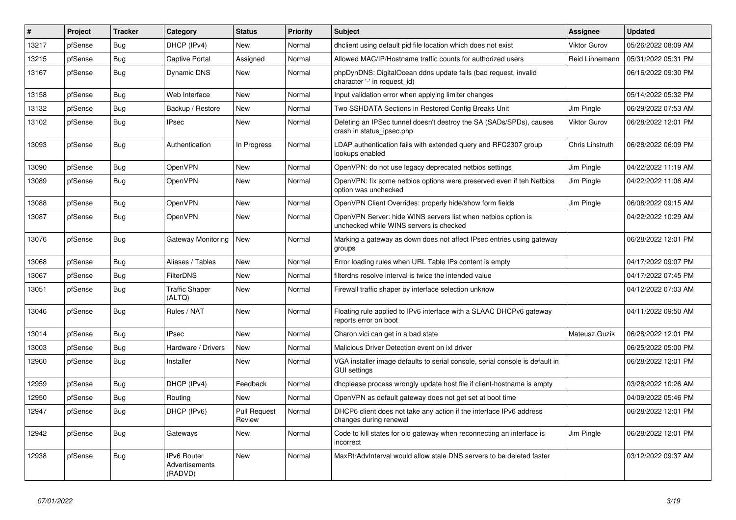| # | Project | Tracker | Category | Status | Priority | Subject | Assignee | Updated |
|---|---|---|---|---|---|---|---|---|
| 13217 | pfSense | Bug | DHCP (IPv4) | New | Normal | dhclient using default pid file location which does not exist | Viktor Gurov | 05/26/2022 08:09 AM |
| 13215 | pfSense | Bug | Captive Portal | Assigned | Normal | Allowed MAC/IP/Hostname traffic counts for authorized users | Reid Linnemann | 05/31/2022 05:31 PM |
| 13167 | pfSense | Bug | Dynamic DNS | New | Normal | phpDynDNS: DigitalOcean ddns update fails (bad request, invalid character '-' in request_id) | | 06/16/2022 09:30 PM |
| 13158 | pfSense | Bug | Web Interface | New | Normal | Input validation error when applying limiter changes | | 05/14/2022 05:32 PM |
| 13132 | pfSense | Bug | Backup / Restore | New | Normal | Two SSHDATA Sections in Restored Config Breaks Unit | Jim Pingle | 06/29/2022 07:53 AM |
| 13102 | pfSense | Bug | IPsec | New | Normal | Deleting an IPSec tunnel doesn't destroy the SA (SADs/SPDs), causes crash in status_ipsec.php | Viktor Gurov | 06/28/2022 12:01 PM |
| 13093 | pfSense | Bug | Authentication | In Progress | Normal | LDAP authentication fails with extended query and RFC2307 group lookups enabled | Chris Linstruth | 06/28/2022 06:09 PM |
| 13090 | pfSense | Bug | OpenVPN | New | Normal | OpenVPN: do not use legacy deprecated netbios settings | Jim Pingle | 04/22/2022 11:19 AM |
| 13089 | pfSense | Bug | OpenVPN | New | Normal | OpenVPN: fix some netbios options were preserved even if teh Netbios option was unchecked | Jim Pingle | 04/22/2022 11:06 AM |
| 13088 | pfSense | Bug | OpenVPN | New | Normal | OpenVPN Client Overrides: properly hide/show form fields | Jim Pingle | 06/08/2022 09:15 AM |
| 13087 | pfSense | Bug | OpenVPN | New | Normal | OpenVPN Server: hide WINS servers list when netbios option is unchecked while WINS servers is checked | | 04/22/2022 10:29 AM |
| 13076 | pfSense | Bug | Gateway Monitoring | New | Normal | Marking a gateway as down does not affect IPsec entries using gateway groups | | 06/28/2022 12:01 PM |
| 13068 | pfSense | Bug | Aliases / Tables | New | Normal | Error loading rules when URL Table IPs content is empty | | 04/17/2022 09:07 PM |
| 13067 | pfSense | Bug | FilterDNS | New | Normal | filterdns resolve interval is twice the intended value | | 04/17/2022 07:45 PM |
| 13051 | pfSense | Bug | Traffic Shaper (ALTQ) | New | Normal | Firewall traffic shaper by interface selection unknow | | 04/12/2022 07:03 AM |
| 13046 | pfSense | Bug | Rules / NAT | New | Normal | Floating rule applied to IPv6 interface with a SLAAC DHCPv6 gateway reports error on boot | | 04/11/2022 09:50 AM |
| 13014 | pfSense | Bug | IPsec | New | Normal | Charon.vici can get in a bad state | Mateusz Guzik | 06/28/2022 12:01 PM |
| 13003 | pfSense | Bug | Hardware / Drivers | New | Normal | Malicious Driver Detection event on ixl driver | | 06/25/2022 05:00 PM |
| 12960 | pfSense | Bug | Installer | New | Normal | VGA installer image defaults to serial console, serial console is default in GUI settings | | 06/28/2022 12:01 PM |
| 12959 | pfSense | Bug | DHCP (IPv4) | Feedback | Normal | dhcplease process wrongly update host file if client-hostname is empty | | 03/28/2022 10:26 AM |
| 12950 | pfSense | Bug | Routing | New | Normal | OpenVPN as default gateway does not get set at boot time | | 04/09/2022 05:46 PM |
| 12947 | pfSense | Bug | DHCP (IPv6) | Pull Request Review | Normal | DHCP6 client does not take any action if the interface IPv6 address changes during renewal | | 06/28/2022 12:01 PM |
| 12942 | pfSense | Bug | Gateways | New | Normal | Code to kill states for old gateway when reconnecting an interface is incorrect | Jim Pingle | 06/28/2022 12:01 PM |
| 12938 | pfSense | Bug | IPv6 Router Advertisements (RADVD) | New | Normal | MaxRtrAdvInterval would allow stale DNS servers to be deleted faster | | 03/12/2022 09:37 AM |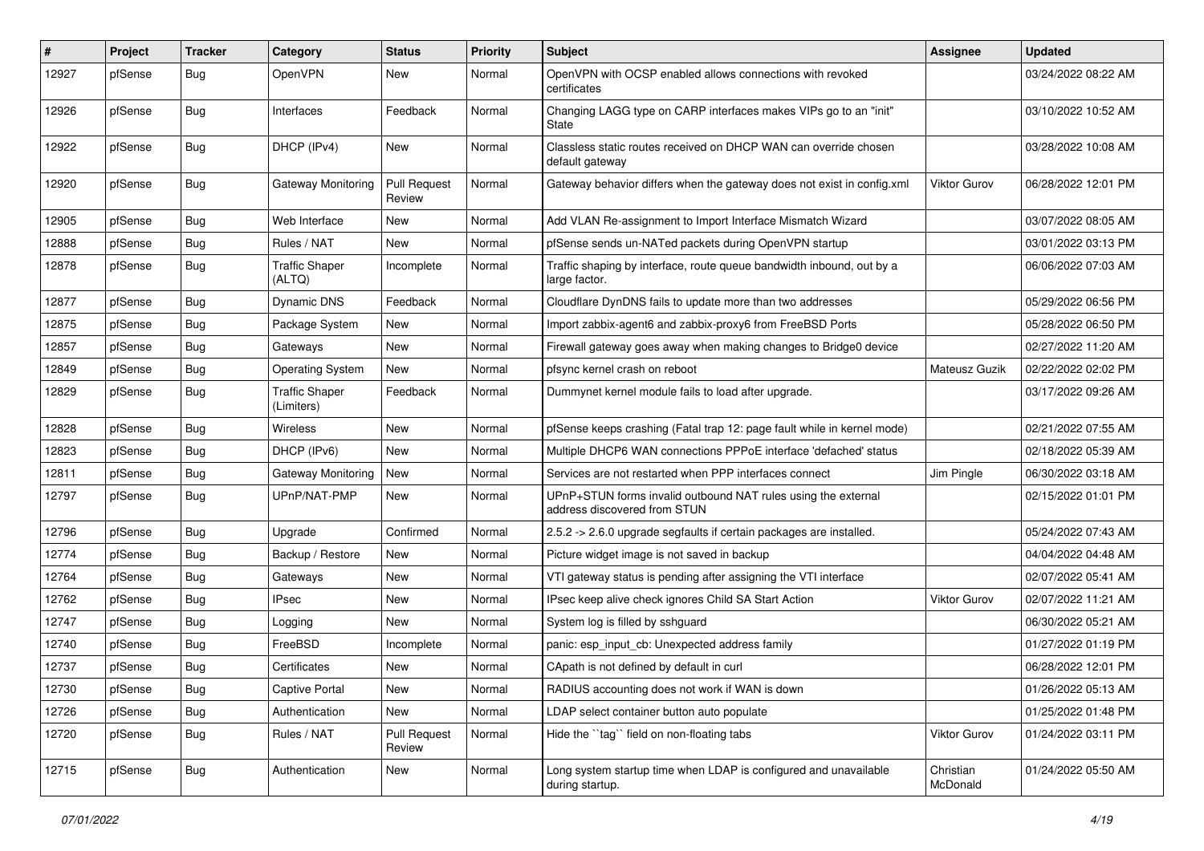| # | Project | Tracker | Category | Status | Priority | Subject | Assignee | Updated |
|---|---|---|---|---|---|---|---|---|
| 12927 | pfSense | Bug | OpenVPN | New | Normal | OpenVPN with OCSP enabled allows connections with revoked certificates | | 03/24/2022 08:22 AM |
| 12926 | pfSense | Bug | Interfaces | Feedback | Normal | Changing LAGG type on CARP interfaces makes VIPs go to an "init" State | | 03/10/2022 10:52 AM |
| 12922 | pfSense | Bug | DHCP (IPv4) | New | Normal | Classless static routes received on DHCP WAN can override chosen default gateway | | 03/28/2022 10:08 AM |
| 12920 | pfSense | Bug | Gateway Monitoring | Pull Request Review | Normal | Gateway behavior differs when the gateway does not exist in config.xml | Viktor Gurov | 06/28/2022 12:01 PM |
| 12905 | pfSense | Bug | Web Interface | New | Normal | Add VLAN Re-assignment to Import Interface Mismatch Wizard | | 03/07/2022 08:05 AM |
| 12888 | pfSense | Bug | Rules / NAT | New | Normal | pfSense sends un-NATed packets during OpenVPN startup | | 03/01/2022 03:13 PM |
| 12878 | pfSense | Bug | Traffic Shaper (ALTQ) | Incomplete | Normal | Traffic shaping by interface, route queue bandwidth inbound, out by a large factor. | | 06/06/2022 07:03 AM |
| 12877 | pfSense | Bug | Dynamic DNS | Feedback | Normal | Cloudflare DynDNS fails to update more than two addresses | | 05/29/2022 06:56 PM |
| 12875 | pfSense | Bug | Package System | New | Normal | Import zabbix-agent6 and zabbix-proxy6 from FreeBSD Ports | | 05/28/2022 06:50 PM |
| 12857 | pfSense | Bug | Gateways | New | Normal | Firewall gateway goes away when making changes to Bridge0 device | | 02/27/2022 11:20 AM |
| 12849 | pfSense | Bug | Operating System | New | Normal | pfsync kernel crash on reboot | Mateusz Guzik | 02/22/2022 02:02 PM |
| 12829 | pfSense | Bug | Traffic Shaper (Limiters) | Feedback | Normal | Dummynet kernel module fails to load after upgrade. | | 03/17/2022 09:26 AM |
| 12828 | pfSense | Bug | Wireless | New | Normal | pfSense keeps crashing (Fatal trap 12: page fault while in kernel mode) | | 02/21/2022 07:55 AM |
| 12823 | pfSense | Bug | DHCP (IPv6) | New | Normal | Multiple DHCP6 WAN connections PPPoE interface 'defached' status | | 02/18/2022 05:39 AM |
| 12811 | pfSense | Bug | Gateway Monitoring | New | Normal | Services are not restarted when PPP interfaces connect | Jim Pingle | 06/30/2022 03:18 AM |
| 12797 | pfSense | Bug | UPnP/NAT-PMP | New | Normal | UPnP+STUN forms invalid outbound NAT rules using the external address discovered from STUN | | 02/15/2022 01:01 PM |
| 12796 | pfSense | Bug | Upgrade | Confirmed | Normal | 2.5.2 -> 2.6.0 upgrade segfaults if certain packages are installed. | | 05/24/2022 07:43 AM |
| 12774 | pfSense | Bug | Backup / Restore | New | Normal | Picture widget image is not saved in backup | | 04/04/2022 04:48 AM |
| 12764 | pfSense | Bug | Gateways | New | Normal | VTI gateway status is pending after assigning the VTI interface | | 02/07/2022 05:41 AM |
| 12762 | pfSense | Bug | IPsec | New | Normal | IPsec keep alive check ignores Child SA Start Action | Viktor Gurov | 02/07/2022 11:21 AM |
| 12747 | pfSense | Bug | Logging | New | Normal | System log is filled by sshguard | | 06/30/2022 05:21 AM |
| 12740 | pfSense | Bug | FreeBSD | Incomplete | Normal | panic: esp_input_cb: Unexpected address family | | 01/27/2022 01:19 PM |
| 12737 | pfSense | Bug | Certificates | New | Normal | CApath is not defined by default in curl | | 06/28/2022 12:01 PM |
| 12730 | pfSense | Bug | Captive Portal | New | Normal | RADIUS accounting does not work if WAN is down | | 01/26/2022 05:13 AM |
| 12726 | pfSense | Bug | Authentication | New | Normal | LDAP select container button auto populate | | 01/25/2022 01:48 PM |
| 12720 | pfSense | Bug | Rules / NAT | Pull Request Review | Normal | Hide the ``tag`` field on non-floating tabs | Viktor Gurov | 01/24/2022 03:11 PM |
| 12715 | pfSense | Bug | Authentication | New | Normal | Long system startup time when LDAP is configured and unavailable during startup. | Christian McDonald | 01/24/2022 05:50 AM |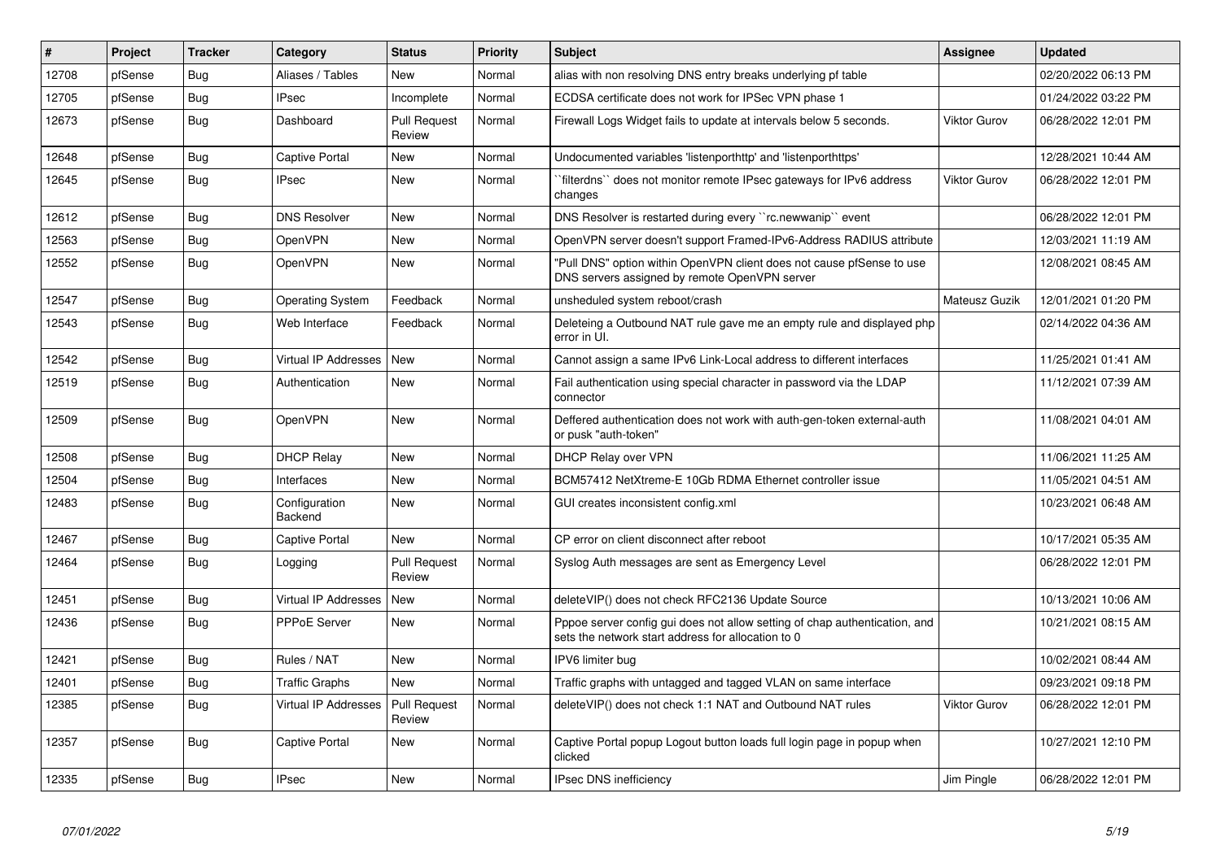| # | Project | Tracker | Category | Status | Priority | Subject | Assignee | Updated |
|---|---|---|---|---|---|---|---|---|
| 12708 | pfSense | Bug | Aliases / Tables | New | Normal | alias with non resolving DNS entry breaks underlying pf table | | 02/20/2022 06:13 PM |
| 12705 | pfSense | Bug | IPsec | Incomplete | Normal | ECDSA certificate does not work for IPSec VPN phase 1 | | 01/24/2022 03:22 PM |
| 12673 | pfSense | Bug | Dashboard | Pull Request Review | Normal | Firewall Logs Widget fails to update at intervals below 5 seconds. | Viktor Gurov | 06/28/2022 12:01 PM |
| 12648 | pfSense | Bug | Captive Portal | New | Normal | Undocumented variables 'listenporthttp' and 'listenporthttps' | | 12/28/2021 10:44 AM |
| 12645 | pfSense | Bug | IPsec | New | Normal | ``filterdns`` does not monitor remote IPsec gateways for IPv6 address changes | Viktor Gurov | 06/28/2022 12:01 PM |
| 12612 | pfSense | Bug | DNS Resolver | New | Normal | DNS Resolver is restarted during every ``rc.newwanip`` event | | 06/28/2022 12:01 PM |
| 12563 | pfSense | Bug | OpenVPN | New | Normal | OpenVPN server doesn't support Framed-IPv6-Address RADIUS attribute | | 12/03/2021 11:19 AM |
| 12552 | pfSense | Bug | OpenVPN | New | Normal | "Pull DNS" option within OpenVPN client does not cause pfSense to use DNS servers assigned by remote OpenVPN server | | 12/08/2021 08:45 AM |
| 12547 | pfSense | Bug | Operating System | Feedback | Normal | unsheduled system reboot/crash | Mateusz Guzik | 12/01/2021 01:20 PM |
| 12543 | pfSense | Bug | Web Interface | Feedback | Normal | Deleteing a Outbound NAT rule gave me an empty rule and displayed php error in UI. | | 02/14/2022 04:36 AM |
| 12542 | pfSense | Bug | Virtual IP Addresses | New | Normal | Cannot assign a same IPv6 Link-Local address to different interfaces | | 11/25/2021 01:41 AM |
| 12519 | pfSense | Bug | Authentication | New | Normal | Fail authentication using special character in password via the LDAP connector | | 11/12/2021 07:39 AM |
| 12509 | pfSense | Bug | OpenVPN | New | Normal | Deffered authentication does not work with auth-gen-token external-auth or pusk "auth-token" | | 11/08/2021 04:01 AM |
| 12508 | pfSense | Bug | DHCP Relay | New | Normal | DHCP Relay over VPN | | 11/06/2021 11:25 AM |
| 12504 | pfSense | Bug | Interfaces | New | Normal | BCM57412 NetXtreme-E 10Gb RDMA Ethernet controller issue | | 11/05/2021 04:51 AM |
| 12483 | pfSense | Bug | Configuration Backend | New | Normal | GUI creates inconsistent config.xml | | 10/23/2021 06:48 AM |
| 12467 | pfSense | Bug | Captive Portal | New | Normal | CP error on client disconnect after reboot | | 10/17/2021 05:35 AM |
| 12464 | pfSense | Bug | Logging | Pull Request Review | Normal | Syslog Auth messages are sent as Emergency Level | | 06/28/2022 12:01 PM |
| 12451 | pfSense | Bug | Virtual IP Addresses | New | Normal | deleteVIP() does not check RFC2136 Update Source | | 10/13/2021 10:06 AM |
| 12436 | pfSense | Bug | PPPoE Server | New | Normal | Pppoe server config gui does not allow setting of chap authentication, and sets the network start address for allocation to 0 | | 10/21/2021 08:15 AM |
| 12421 | pfSense | Bug | Rules / NAT | New | Normal | IPV6 limiter bug | | 10/02/2021 08:44 AM |
| 12401 | pfSense | Bug | Traffic Graphs | New | Normal | Traffic graphs with untagged and tagged VLAN on same interface | | 09/23/2021 09:18 PM |
| 12385 | pfSense | Bug | Virtual IP Addresses | Pull Request Review | Normal | deleteVIP() does not check 1:1 NAT and Outbound NAT rules | Viktor Gurov | 06/28/2022 12:01 PM |
| 12357 | pfSense | Bug | Captive Portal | New | Normal | Captive Portal popup Logout button loads full login page in popup when clicked | | 10/27/2021 12:10 PM |
| 12335 | pfSense | Bug | IPsec | New | Normal | IPsec DNS inefficiency | Jim Pingle | 06/28/2022 12:01 PM |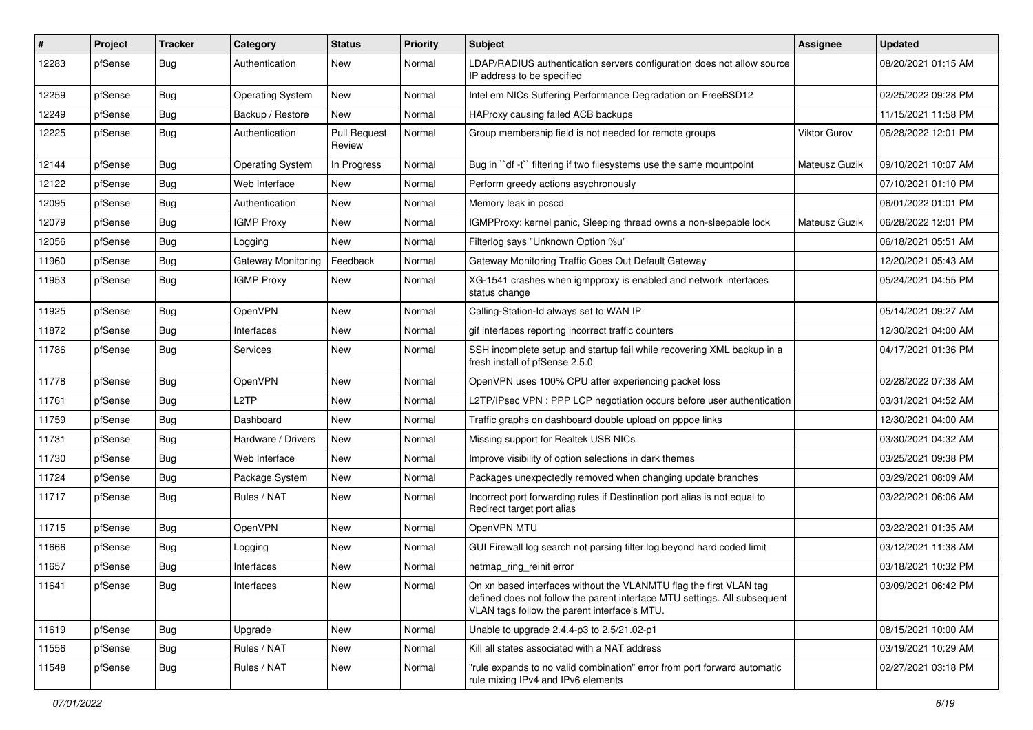| # | Project | Tracker | Category | Status | Priority | Subject | Assignee | Updated |
|---|---|---|---|---|---|---|---|---|
| 12283 | pfSense | Bug | Authentication | New | Normal | LDAP/RADIUS authentication servers configuration does not allow source IP address to be specified | | 08/20/2021 01:15 AM |
| 12259 | pfSense | Bug | Operating System | New | Normal | Intel em NICs Suffering Performance Degradation on FreeBSD12 | | 02/25/2022 09:28 PM |
| 12249 | pfSense | Bug | Backup / Restore | New | Normal | HAProxy causing failed ACB backups | | 11/15/2021 11:58 PM |
| 12225 | pfSense | Bug | Authentication | Pull Request Review | Normal | Group membership field is not needed for remote groups | Viktor Gurov | 06/28/2022 12:01 PM |
| 12144 | pfSense | Bug | Operating System | In Progress | Normal | Bug in ``df -t`` filtering if two filesystems use the same mountpoint | Mateusz Guzik | 09/10/2021 10:07 AM |
| 12122 | pfSense | Bug | Web Interface | New | Normal | Perform greedy actions asychronously | | 07/10/2021 01:10 PM |
| 12095 | pfSense | Bug | Authentication | New | Normal | Memory leak in pcscd | | 06/01/2022 01:01 PM |
| 12079 | pfSense | Bug | IGMP Proxy | New | Normal | IGMPProxy: kernel panic, Sleeping thread owns a non-sleepable lock | Mateusz Guzik | 06/28/2022 12:01 PM |
| 12056 | pfSense | Bug | Logging | New | Normal | Filterlog says "Unknown Option %u" | | 06/18/2021 05:51 AM |
| 11960 | pfSense | Bug | Gateway Monitoring | Feedback | Normal | Gateway Monitoring Traffic Goes Out Default Gateway | | 12/20/2021 05:43 AM |
| 11953 | pfSense | Bug | IGMP Proxy | New | Normal | XG-1541 crashes when igmpproxy is enabled and network interfaces status change | | 05/24/2021 04:55 PM |
| 11925 | pfSense | Bug | OpenVPN | New | Normal | Calling-Station-Id always set to WAN IP | | 05/14/2021 09:27 AM |
| 11872 | pfSense | Bug | Interfaces | New | Normal | gif interfaces reporting incorrect traffic counters | | 12/30/2021 04:00 AM |
| 11786 | pfSense | Bug | Services | New | Normal | SSH incomplete setup and startup fail while recovering XML backup in a fresh install of pfSense 2.5.0 | | 04/17/2021 01:36 PM |
| 11778 | pfSense | Bug | OpenVPN | New | Normal | OpenVPN uses 100% CPU after experiencing packet loss | | 02/28/2022 07:38 AM |
| 11761 | pfSense | Bug | L2TP | New | Normal | L2TP/IPsec VPN : PPP LCP negotiation occurs before user authentication | | 03/31/2021 04:52 AM |
| 11759 | pfSense | Bug | Dashboard | New | Normal | Traffic graphs on dashboard double upload on pppoe links | | 12/30/2021 04:00 AM |
| 11731 | pfSense | Bug | Hardware / Drivers | New | Normal | Missing support for Realtek USB NICs | | 03/30/2021 04:32 AM |
| 11730 | pfSense | Bug | Web Interface | New | Normal | Improve visibility of option selections in dark themes | | 03/25/2021 09:38 PM |
| 11724 | pfSense | Bug | Package System | New | Normal | Packages unexpectedly removed when changing update branches | | 03/29/2021 08:09 AM |
| 11717 | pfSense | Bug | Rules / NAT | New | Normal | Incorrect port forwarding rules if Destination port alias is not equal to Redirect target port alias | | 03/22/2021 06:06 AM |
| 11715 | pfSense | Bug | OpenVPN | New | Normal | OpenVPN MTU | | 03/22/2021 01:35 AM |
| 11666 | pfSense | Bug | Logging | New | Normal | GUI Firewall log search not parsing filter.log beyond hard coded limit | | 03/12/2021 11:38 AM |
| 11657 | pfSense | Bug | Interfaces | New | Normal | netmap_ring_reinit error | | 03/18/2021 10:32 PM |
| 11641 | pfSense | Bug | Interfaces | New | Normal | On xn based interfaces without the VLANMTU flag the first VLAN tag defined does not follow the parent interface MTU settings. All subsequent VLAN tags follow the parent interface's MTU. | | 03/09/2021 06:42 PM |
| 11619 | pfSense | Bug | Upgrade | New | Normal | Unable to upgrade 2.4.4-p3 to 2.5/21.02-p1 | | 08/15/2021 10:00 AM |
| 11556 | pfSense | Bug | Rules / NAT | New | Normal | Kill all states associated with a NAT address | | 03/19/2021 10:29 AM |
| 11548 | pfSense | Bug | Rules / NAT | New | Normal | "rule expands to no valid combination" error from port forward automatic rule mixing IPv4 and IPv6 elements | | 02/27/2021 03:18 PM |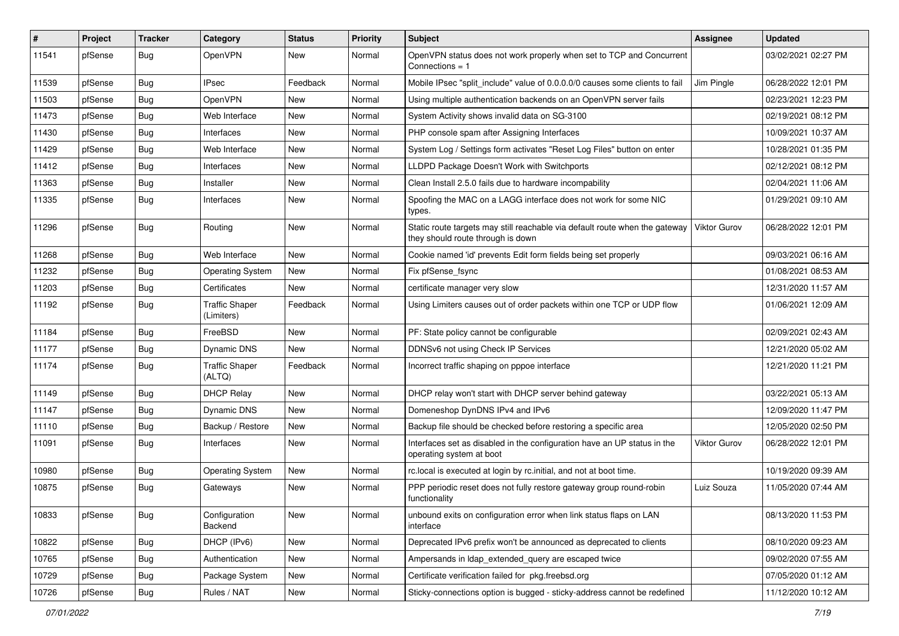| # | Project | Tracker | Category | Status | Priority | Subject | Assignee | Updated |
|---|---|---|---|---|---|---|---|---|
| 11541 | pfSense | Bug | OpenVPN | New | Normal | OpenVPN status does not work properly when set to TCP and Concurrent Connections = 1 | | 03/02/2021 02:27 PM |
| 11539 | pfSense | Bug | IPsec | Feedback | Normal | Mobile IPsec "split_include" value of 0.0.0.0/0 causes some clients to fail | Jim Pingle | 06/28/2022 12:01 PM |
| 11503 | pfSense | Bug | OpenVPN | New | Normal | Using multiple authentication backends on an OpenVPN server fails | | 02/23/2021 12:23 PM |
| 11473 | pfSense | Bug | Web Interface | New | Normal | System Activity shows invalid data on SG-3100 | | 02/19/2021 08:12 PM |
| 11430 | pfSense | Bug | Interfaces | New | Normal | PHP console spam after Assigning Interfaces | | 10/09/2021 10:37 AM |
| 11429 | pfSense | Bug | Web Interface | New | Normal | System Log / Settings form activates "Reset Log Files" button on enter | | 10/28/2021 01:35 PM |
| 11412 | pfSense | Bug | Interfaces | New | Normal | LLDPD Package Doesn't Work with Switchports | | 02/12/2021 08:12 PM |
| 11363 | pfSense | Bug | Installer | New | Normal | Clean Install 2.5.0 fails due to hardware incompability | | 02/04/2021 11:06 AM |
| 11335 | pfSense | Bug | Interfaces | New | Normal | Spoofing the MAC on a LAGG interface does not work for some NIC types. | | 01/29/2021 09:10 AM |
| 11296 | pfSense | Bug | Routing | New | Normal | Static route targets may still reachable via default route when the gateway they should route through is down | Viktor Gurov | 06/28/2022 12:01 PM |
| 11268 | pfSense | Bug | Web Interface | New | Normal | Cookie named 'id' prevents Edit form fields being set properly | | 09/03/2021 06:16 AM |
| 11232 | pfSense | Bug | Operating System | New | Normal | Fix pfSense_fsync | | 01/08/2021 08:53 AM |
| 11203 | pfSense | Bug | Certificates | New | Normal | certificate manager very slow | | 12/31/2020 11:57 AM |
| 11192 | pfSense | Bug | Traffic Shaper (Limiters) | Feedback | Normal | Using Limiters causes out of order packets within one TCP or UDP flow | | 01/06/2021 12:09 AM |
| 11184 | pfSense | Bug | FreeBSD | New | Normal | PF: State policy cannot be configurable | | 02/09/2021 02:43 AM |
| 11177 | pfSense | Bug | Dynamic DNS | New | Normal | DDNSv6 not using Check IP Services | | 12/21/2020 05:02 AM |
| 11174 | pfSense | Bug | Traffic Shaper (ALTQ) | Feedback | Normal | Incorrect traffic shaping on pppoe interface | | 12/21/2020 11:21 PM |
| 11149 | pfSense | Bug | DHCP Relay | New | Normal | DHCP relay won't start with DHCP server behind gateway | | 03/22/2021 05:13 AM |
| 11147 | pfSense | Bug | Dynamic DNS | New | Normal | Domeneshop DynDNS IPv4 and IPv6 | | 12/09/2020 11:47 PM |
| 11110 | pfSense | Bug | Backup / Restore | New | Normal | Backup file should be checked before restoring a specific area | | 12/05/2020 02:50 PM |
| 11091 | pfSense | Bug | Interfaces | New | Normal | Interfaces set as disabled in the configuration have an UP status in the operating system at boot | Viktor Gurov | 06/28/2022 12:01 PM |
| 10980 | pfSense | Bug | Operating System | New | Normal | rc.local is executed at login by rc.initial, and not at boot time. | | 10/19/2020 09:39 AM |
| 10875 | pfSense | Bug | Gateways | New | Normal | PPP periodic reset does not fully restore gateway group round-robin functionality | Luiz Souza | 11/05/2020 07:44 AM |
| 10833 | pfSense | Bug | Configuration Backend | New | Normal | unbound exits on configuration error when link status flaps on LAN interface | | 08/13/2020 11:53 PM |
| 10822 | pfSense | Bug | DHCP (IPv6) | New | Normal | Deprecated IPv6 prefix won't be announced as deprecated to clients | | 08/10/2020 09:23 AM |
| 10765 | pfSense | Bug | Authentication | New | Normal | Ampersands in ldap_extended_query are escaped twice | | 09/02/2020 07:55 AM |
| 10729 | pfSense | Bug | Package System | New | Normal | Certificate verification failed for pkg.freebsd.org | | 07/05/2020 01:12 AM |
| 10726 | pfSense | Bug | Rules / NAT | New | Normal | Sticky-connections option is bugged - sticky-address cannot be redefined | | 11/12/2020 10:12 AM |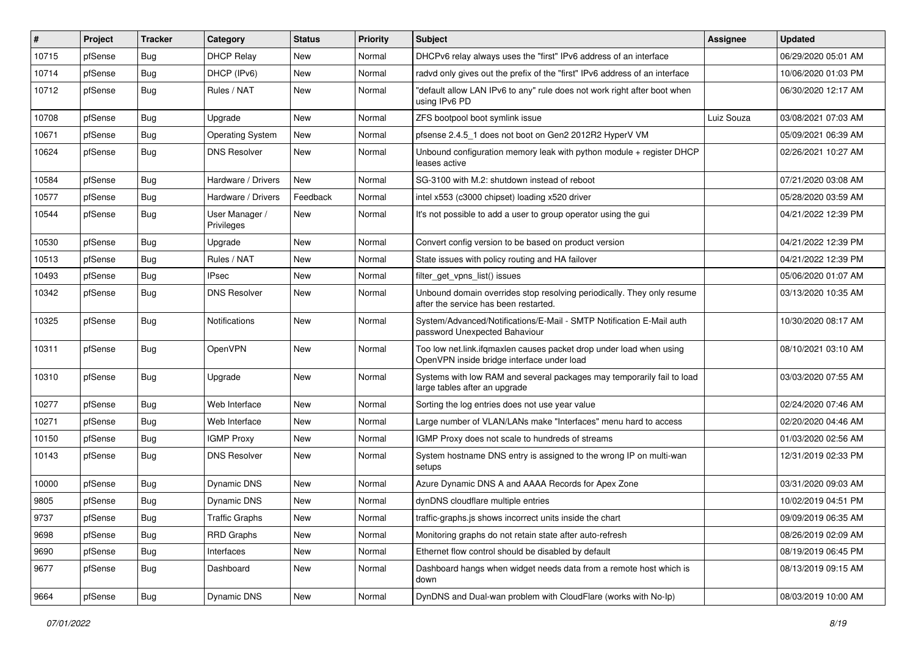| # | Project | Tracker | Category | Status | Priority | Subject | Assignee | Updated |
|---|---|---|---|---|---|---|---|---|
| 10715 | pfSense | Bug | DHCP Relay | New | Normal | DHCPv6 relay always uses the "first" IPv6 address of an interface | | 06/29/2020 05:01 AM |
| 10714 | pfSense | Bug | DHCP (IPv6) | New | Normal | radvd only gives out the prefix of the "first" IPv6 address of an interface | | 10/06/2020 01:03 PM |
| 10712 | pfSense | Bug | Rules / NAT | New | Normal | "default allow LAN IPv6 to any" rule does not work right after boot when using IPv6 PD | | 06/30/2020 12:17 AM |
| 10708 | pfSense | Bug | Upgrade | New | Normal | ZFS bootpool boot symlink issue | Luiz Souza | 03/08/2021 07:03 AM |
| 10671 | pfSense | Bug | Operating System | New | Normal | pfsense 2.4.5_1 does not boot on Gen2 2012R2 HyperV VM | | 05/09/2021 06:39 AM |
| 10624 | pfSense | Bug | DNS Resolver | New | Normal | Unbound configuration memory leak with python module + register DHCP leases active | | 02/26/2021 10:27 AM |
| 10584 | pfSense | Bug | Hardware / Drivers | New | Normal | SG-3100 with M.2: shutdown instead of reboot | | 07/21/2020 03:08 AM |
| 10577 | pfSense | Bug | Hardware / Drivers | Feedback | Normal | intel x553 (c3000 chipset) loading x520 driver | | 05/28/2020 03:59 AM |
| 10544 | pfSense | Bug | User Manager / Privileges | New | Normal | It's not possible to add a user to group operator using the gui | | 04/21/2022 12:39 PM |
| 10530 | pfSense | Bug | Upgrade | New | Normal | Convert config version to be based on product version | | 04/21/2022 12:39 PM |
| 10513 | pfSense | Bug | Rules / NAT | New | Normal | State issues with policy routing and HA failover | | 04/21/2022 12:39 PM |
| 10493 | pfSense | Bug | IPsec | New | Normal | filter_get_vpns_list() issues | | 05/06/2020 01:07 AM |
| 10342 | pfSense | Bug | DNS Resolver | New | Normal | Unbound domain overrides stop resolving periodically. They only resume after the service has been restarted. | | 03/13/2020 10:35 AM |
| 10325 | pfSense | Bug | Notifications | New | Normal | System/Advanced/Notifications/E-Mail - SMTP Notification E-Mail auth password Unexpected Bahaviour | | 10/30/2020 08:17 AM |
| 10311 | pfSense | Bug | OpenVPN | New | Normal | Too low net.link.ifqmaxlen causes packet drop under load when using OpenVPN inside bridge interface under load | | 08/10/2021 03:10 AM |
| 10310 | pfSense | Bug | Upgrade | New | Normal | Systems with low RAM and several packages may temporarily fail to load large tables after an upgrade | | 03/03/2020 07:55 AM |
| 10277 | pfSense | Bug | Web Interface | New | Normal | Sorting the log entries does not use year value | | 02/24/2020 07:46 AM |
| 10271 | pfSense | Bug | Web Interface | New | Normal | Large number of VLAN/LANs make "Interfaces" menu hard to access | | 02/20/2020 04:46 AM |
| 10150 | pfSense | Bug | IGMP Proxy | New | Normal | IGMP Proxy does not scale to hundreds of streams | | 01/03/2020 02:56 AM |
| 10143 | pfSense | Bug | DNS Resolver | New | Normal | System hostname DNS entry is assigned to the wrong IP on multi-wan setups | | 12/31/2019 02:33 PM |
| 10000 | pfSense | Bug | Dynamic DNS | New | Normal | Azure Dynamic DNS A and AAAA Records for Apex Zone | | 03/31/2020 09:03 AM |
| 9805 | pfSense | Bug | Dynamic DNS | New | Normal | dynDNS cloudflare multiple entries | | 10/02/2019 04:51 PM |
| 9737 | pfSense | Bug | Traffic Graphs | New | Normal | traffic-graphs.js shows incorrect units inside the chart | | 09/09/2019 06:35 AM |
| 9698 | pfSense | Bug | RRD Graphs | New | Normal | Monitoring graphs do not retain state after auto-refresh | | 08/26/2019 02:09 AM |
| 9690 | pfSense | Bug | Interfaces | New | Normal | Ethernet flow control should be disabled by default | | 08/19/2019 06:45 PM |
| 9677 | pfSense | Bug | Dashboard | New | Normal | Dashboard hangs when widget needs data from a remote host which is down | | 08/13/2019 09:15 AM |
| 9664 | pfSense | Bug | Dynamic DNS | New | Normal | DynDNS and Dual-wan problem with CloudFlare (works with No-Ip) | | 08/03/2019 10:00 AM |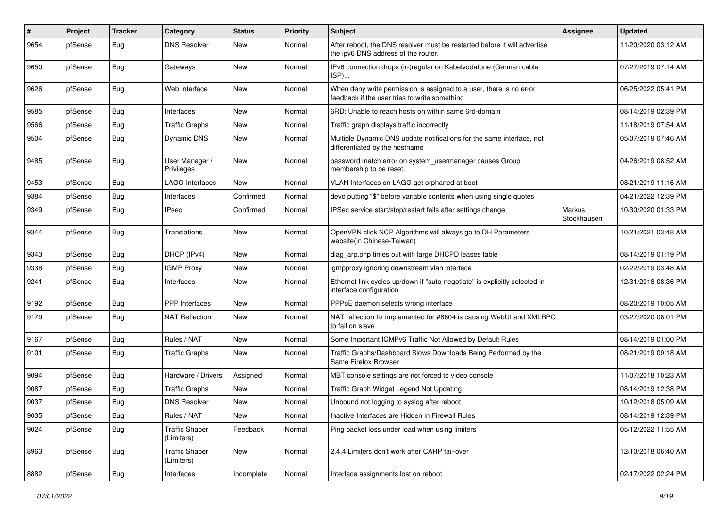| # | Project | Tracker | Category | Status | Priority | Subject | Assignee | Updated |
|---|---|---|---|---|---|---|---|---|
| 9654 | pfSense | Bug | DNS Resolver | New | Normal | After reboot, the DNS resolver must be restarted before it will advertise the ipv6 DNS address of the router. | | 11/20/2020 03:12 AM |
| 9650 | pfSense | Bug | Gateways | New | Normal | IPv6 connection drops (ir-)regular on Kabelvodafone (German cable ISP)... | | 07/27/2019 07:14 AM |
| 9626 | pfSense | Bug | Web Interface | New | Normal | When deny write permission is assigned to a user, there is no error feedback if the user tries to write something | | 06/25/2022 05:41 PM |
| 9585 | pfSense | Bug | Interfaces | New | Normal | 6RD: Unable to reach hosts on within same 6rd-domain | | 08/14/2019 02:39 PM |
| 9566 | pfSense | Bug | Traffic Graphs | New | Normal | Traffic graph displays traffic incorrectly | | 11/18/2019 07:54 AM |
| 9504 | pfSense | Bug | Dynamic DNS | New | Normal | Multiple Dynamic DNS update notifications for the same interface, not differentiated by the hostname | | 05/07/2019 07:46 AM |
| 9485 | pfSense | Bug | User Manager / Privileges | New | Normal | password match error on system_usermanager causes Group membership to be reset. | | 04/26/2019 08:52 AM |
| 9453 | pfSense | Bug | LAGG Interfaces | New | Normal | VLAN Interfaces on LAGG get orphaned at boot | | 08/21/2019 11:16 AM |
| 9384 | pfSense | Bug | Interfaces | Confirmed | Normal | devd putting "$" before variable contents when using single quotes | | 04/21/2022 12:39 PM |
| 9349 | pfSense | Bug | IPsec | Confirmed | Normal | IPSec service start/stop/restart fails after settings change | Markus Stockhausen | 10/30/2020 01:33 PM |
| 9344 | pfSense | Bug | Translations | New | Normal | OpenVPN click NCP Algorithms will always go to DH Parameters website(in Chinese-Taiwan) | | 10/21/2021 03:48 AM |
| 9343 | pfSense | Bug | DHCP (IPv4) | New | Normal | diag_arp.php times out with large DHCPD leases table | | 08/14/2019 01:19 PM |
| 9338 | pfSense | Bug | IGMP Proxy | New | Normal | igmpproxy ignoring downstream vlan interface | | 02/22/2019 03:48 AM |
| 9241 | pfSense | Bug | Interfaces | New | Normal | Ethernet link cycles up/down if "auto-negotiate" is explicitly selected in interface configuration | | 12/31/2018 08:36 PM |
| 9192 | pfSense | Bug | PPP Interfaces | New | Normal | PPPoE daemon selects wrong interface | | 08/20/2019 10:05 AM |
| 9179 | pfSense | Bug | NAT Reflection | New | Normal | NAT reflection fix implemented for #8604 is causing WebUI and XMLRPC to fail on slave | | 03/27/2020 08:01 PM |
| 9167 | pfSense | Bug | Rules / NAT | New | Normal | Some Important ICMPv6 Traffic Not Allowed by Default Rules | | 08/14/2019 01:00 PM |
| 9101 | pfSense | Bug | Traffic Graphs | New | Normal | Traffic Graphs/Dashboard Slows Downloads Being Performed by the Same Firefox Browser | | 08/21/2019 09:18 AM |
| 9094 | pfSense | Bug | Hardware / Drivers | Assigned | Normal | MBT console settings are not forced to video console | | 11/07/2018 10:23 AM |
| 9087 | pfSense | Bug | Traffic Graphs | New | Normal | Traffic Graph Widget Legend Not Updating | | 08/14/2019 12:38 PM |
| 9037 | pfSense | Bug | DNS Resolver | New | Normal | Unbound not logging to syslog after reboot | | 10/12/2018 05:09 AM |
| 9035 | pfSense | Bug | Rules / NAT | New | Normal | Inactive Interfaces are Hidden in Firewall Rules | | 08/14/2019 12:39 PM |
| 9024 | pfSense | Bug | Traffic Shaper (Limiters) | Feedback | Normal | Ping packet loss under load when using limiters | | 05/12/2022 11:55 AM |
| 8963 | pfSense | Bug | Traffic Shaper (Limiters) | New | Normal | 2.4.4 Limiters don't work after CARP fail-over | | 12/10/2018 06:40 AM |
| 8882 | pfSense | Bug | Interfaces | Incomplete | Normal | Interface assignments lost on reboot | | 02/17/2022 02:24 PM |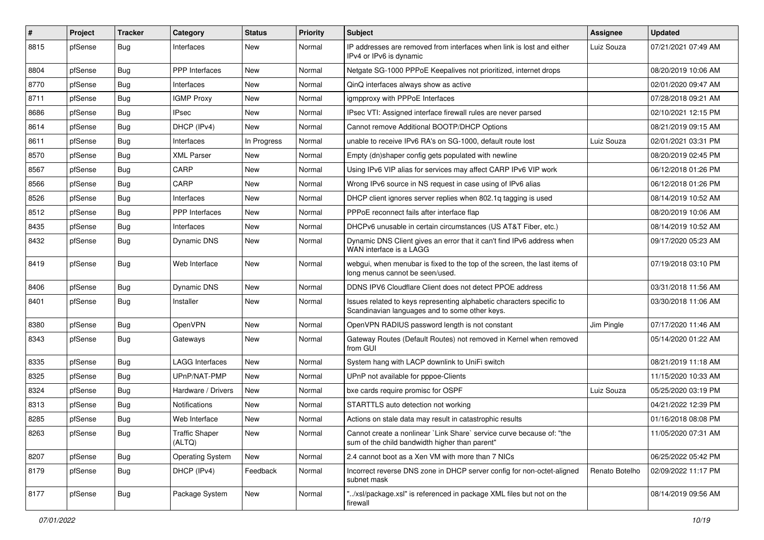| # | Project | Tracker | Category | Status | Priority | Subject | Assignee | Updated |
|---|---|---|---|---|---|---|---|---|
| 8815 | pfSense | Bug | Interfaces | New | Normal | IP addresses are removed from interfaces when link is lost and either IPv4 or IPv6 is dynamic | Luiz Souza | 07/21/2021 07:49 AM |
| 8804 | pfSense | Bug | PPP Interfaces | New | Normal | Netgate SG-1000 PPPoE Keepalives not prioritized, internet drops | | 08/20/2019 10:06 AM |
| 8770 | pfSense | Bug | Interfaces | New | Normal | QinQ interfaces always show as active | | 02/01/2020 09:47 AM |
| 8711 | pfSense | Bug | IGMP Proxy | New | Normal | igmpproxy with PPPoE Interfaces | | 07/28/2018 09:21 AM |
| 8686 | pfSense | Bug | IPsec | New | Normal | IPsec VTI: Assigned interface firewall rules are never parsed | | 02/10/2021 12:15 PM |
| 8614 | pfSense | Bug | DHCP (IPv4) | New | Normal | Cannot remove Additional BOOTP/DHCP Options | | 08/21/2019 09:15 AM |
| 8611 | pfSense | Bug | Interfaces | In Progress | Normal | unable to receive IPv6 RA's on SG-1000, default route lost | Luiz Souza | 02/01/2021 03:31 PM |
| 8570 | pfSense | Bug | XML Parser | New | Normal | Empty (dn)shaper config gets populated with newline | | 08/20/2019 02:45 PM |
| 8567 | pfSense | Bug | CARP | New | Normal | Using IPv6 VIP alias for services may affect CARP IPv6 VIP work | | 06/12/2018 01:26 PM |
| 8566 | pfSense | Bug | CARP | New | Normal | Wrong IPv6 source in NS request in case using of IPv6 alias | | 06/12/2018 01:26 PM |
| 8526 | pfSense | Bug | Interfaces | New | Normal | DHCP client ignores server replies when 802.1q tagging is used | | 08/14/2019 10:52 AM |
| 8512 | pfSense | Bug | PPP Interfaces | New | Normal | PPPoE reconnect fails after interface flap | | 08/20/2019 10:06 AM |
| 8435 | pfSense | Bug | Interfaces | New | Normal | DHCPv6 unusable in certain circumstances (US AT&T Fiber, etc.) | | 08/14/2019 10:52 AM |
| 8432 | pfSense | Bug | Dynamic DNS | New | Normal | Dynamic DNS Client gives an error that it can't find IPv6 address when WAN interface is a LAGG | | 09/17/2020 05:23 AM |
| 8419 | pfSense | Bug | Web Interface | New | Normal | webgui, when menubar is fixed to the top of the screen, the last items of long menus cannot be seen/used. | | 07/19/2018 03:10 PM |
| 8406 | pfSense | Bug | Dynamic DNS | New | Normal | DDNS IPV6 Cloudflare Client does not detect PPOE address | | 03/31/2018 11:56 AM |
| 8401 | pfSense | Bug | Installer | New | Normal | Issues related to keys representing alphabetic characters specific to Scandinavian languages and to some other keys. | | 03/30/2018 11:06 AM |
| 8380 | pfSense | Bug | OpenVPN | New | Normal | OpenVPN RADIUS password length is not constant | Jim Pingle | 07/17/2020 11:46 AM |
| 8343 | pfSense | Bug | Gateways | New | Normal | Gateway Routes (Default Routes) not removed in Kernel when removed from GUI | | 05/14/2020 01:22 AM |
| 8335 | pfSense | Bug | LAGG Interfaces | New | Normal | System hang with LACP downlink to UniFi switch | | 08/21/2019 11:18 AM |
| 8325 | pfSense | Bug | UPnP/NAT-PMP | New | Normal | UPnP not available for pppoe-Clients | | 11/15/2020 10:33 AM |
| 8324 | pfSense | Bug | Hardware / Drivers | New | Normal | bxe cards require promisc for OSPF | Luiz Souza | 05/25/2020 03:19 PM |
| 8313 | pfSense | Bug | Notifications | New | Normal | STARTTLS auto detection not working | | 04/21/2022 12:39 PM |
| 8285 | pfSense | Bug | Web Interface | New | Normal | Actions on stale data may result in catastrophic results | | 01/16/2018 08:08 PM |
| 8263 | pfSense | Bug | Traffic Shaper (ALTQ) | New | Normal | Cannot create a nonlinear `Link Share` service curve because of: "the sum of the child bandwidth higher than parent" | | 11/05/2020 07:31 AM |
| 8207 | pfSense | Bug | Operating System | New | Normal | 2.4 cannot boot as a Xen VM with more than 7 NICs | | 06/25/2022 05:42 PM |
| 8179 | pfSense | Bug | DHCP (IPv4) | Feedback | Normal | Incorrect reverse DNS zone in DHCP server config for non-octet-aligned subnet mask | Renato Botelho | 02/09/2022 11:17 PM |
| 8177 | pfSense | Bug | Package System | New | Normal | "../xsl/package.xsl" is referenced in package XML files but not on the firewall | | 08/14/2019 09:56 AM |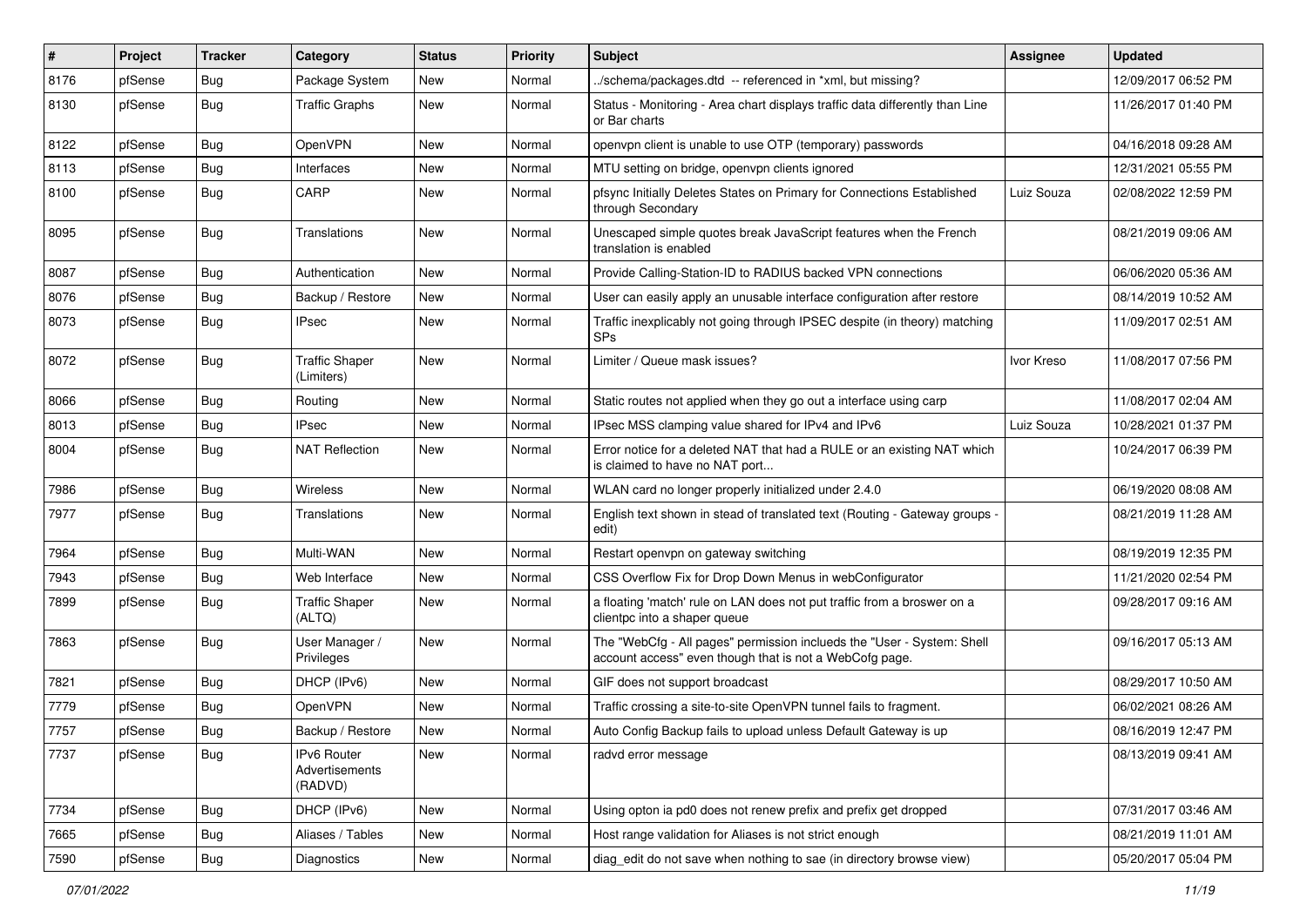| # | Project | Tracker | Category | Status | Priority | Subject | Assignee | Updated |
|---|---|---|---|---|---|---|---|---|
| 8176 | pfSense | Bug | Package System | New | Normal | ../schema/packages.dtd -- referenced in *xml, but missing? | | 12/09/2017 06:52 PM |
| 8130 | pfSense | Bug | Traffic Graphs | New | Normal | Status - Monitoring - Area chart displays traffic data differently than Line or Bar charts | | 11/26/2017 01:40 PM |
| 8122 | pfSense | Bug | OpenVPN | New | Normal | openvpn client is unable to use OTP (temporary) passwords | | 04/16/2018 09:28 AM |
| 8113 | pfSense | Bug | Interfaces | New | Normal | MTU setting on bridge, openvpn clients ignored | | 12/31/2021 05:55 PM |
| 8100 | pfSense | Bug | CARP | New | Normal | pfsync Initially Deletes States on Primary for Connections Established through Secondary | Luiz Souza | 02/08/2022 12:59 PM |
| 8095 | pfSense | Bug | Translations | New | Normal | Unescaped simple quotes break JavaScript features when the French translation is enabled | | 08/21/2019 09:06 AM |
| 8087 | pfSense | Bug | Authentication | New | Normal | Provide Calling-Station-ID to RADIUS backed VPN connections | | 06/06/2020 05:36 AM |
| 8076 | pfSense | Bug | Backup / Restore | New | Normal | User can easily apply an unusable interface configuration after restore | | 08/14/2019 10:52 AM |
| 8073 | pfSense | Bug | IPsec | New | Normal | Traffic inexplicably not going through IPSEC despite (in theory) matching SPs | | 11/09/2017 02:51 AM |
| 8072 | pfSense | Bug | Traffic Shaper (Limiters) | New | Normal | Limiter / Queue mask issues? | Ivor Kreso | 11/08/2017 07:56 PM |
| 8066 | pfSense | Bug | Routing | New | Normal | Static routes not applied when they go out a interface using carp | | 11/08/2017 02:04 AM |
| 8013 | pfSense | Bug | IPsec | New | Normal | IPsec MSS clamping value shared for IPv4 and IPv6 | Luiz Souza | 10/28/2021 01:37 PM |
| 8004 | pfSense | Bug | NAT Reflection | New | Normal | Error notice for a deleted NAT that had a RULE or an existing NAT which is claimed to have no NAT port... | | 10/24/2017 06:39 PM |
| 7986 | pfSense | Bug | Wireless | New | Normal | WLAN card no longer properly initialized under 2.4.0 | | 06/19/2020 08:08 AM |
| 7977 | pfSense | Bug | Translations | New | Normal | English text shown in stead of translated text (Routing - Gateway groups - edit) | | 08/21/2019 11:28 AM |
| 7964 | pfSense | Bug | Multi-WAN | New | Normal | Restart openvpn on gateway switching | | 08/19/2019 12:35 PM |
| 7943 | pfSense | Bug | Web Interface | New | Normal | CSS Overflow Fix for Drop Down Menus in webConfigurator | | 11/21/2020 02:54 PM |
| 7899 | pfSense | Bug | Traffic Shaper (ALTQ) | New | Normal | a floating 'match' rule on LAN does not put traffic from a broswer on a clientpc into a shaper queue | | 09/28/2017 09:16 AM |
| 7863 | pfSense | Bug | User Manager / Privileges | New | Normal | The "WebCfg - All pages" permission inclueds the "User - System: Shell account access" even though that is not a WebCofg page. | | 09/16/2017 05:13 AM |
| 7821 | pfSense | Bug | DHCP (IPv6) | New | Normal | GIF does not support broadcast | | 08/29/2017 10:50 AM |
| 7779 | pfSense | Bug | OpenVPN | New | Normal | Traffic crossing a site-to-site OpenVPN tunnel fails to fragment. | | 06/02/2021 08:26 AM |
| 7757 | pfSense | Bug | Backup / Restore | New | Normal | Auto Config Backup fails to upload unless Default Gateway is up | | 08/16/2019 12:47 PM |
| 7737 | pfSense | Bug | IPv6 Router Advertisements (RADVD) | New | Normal | radvd error message | | 08/13/2019 09:41 AM |
| 7734 | pfSense | Bug | DHCP (IPv6) | New | Normal | Using opton ia pd0 does not renew prefix and prefix get dropped | | 07/31/2017 03:46 AM |
| 7665 | pfSense | Bug | Aliases / Tables | New | Normal | Host range validation for Aliases is not strict enough | | 08/21/2019 11:01 AM |
| 7590 | pfSense | Bug | Diagnostics | New | Normal | diag_edit do not save when nothing to sae (in directory browse view) | | 05/20/2017 05:04 PM |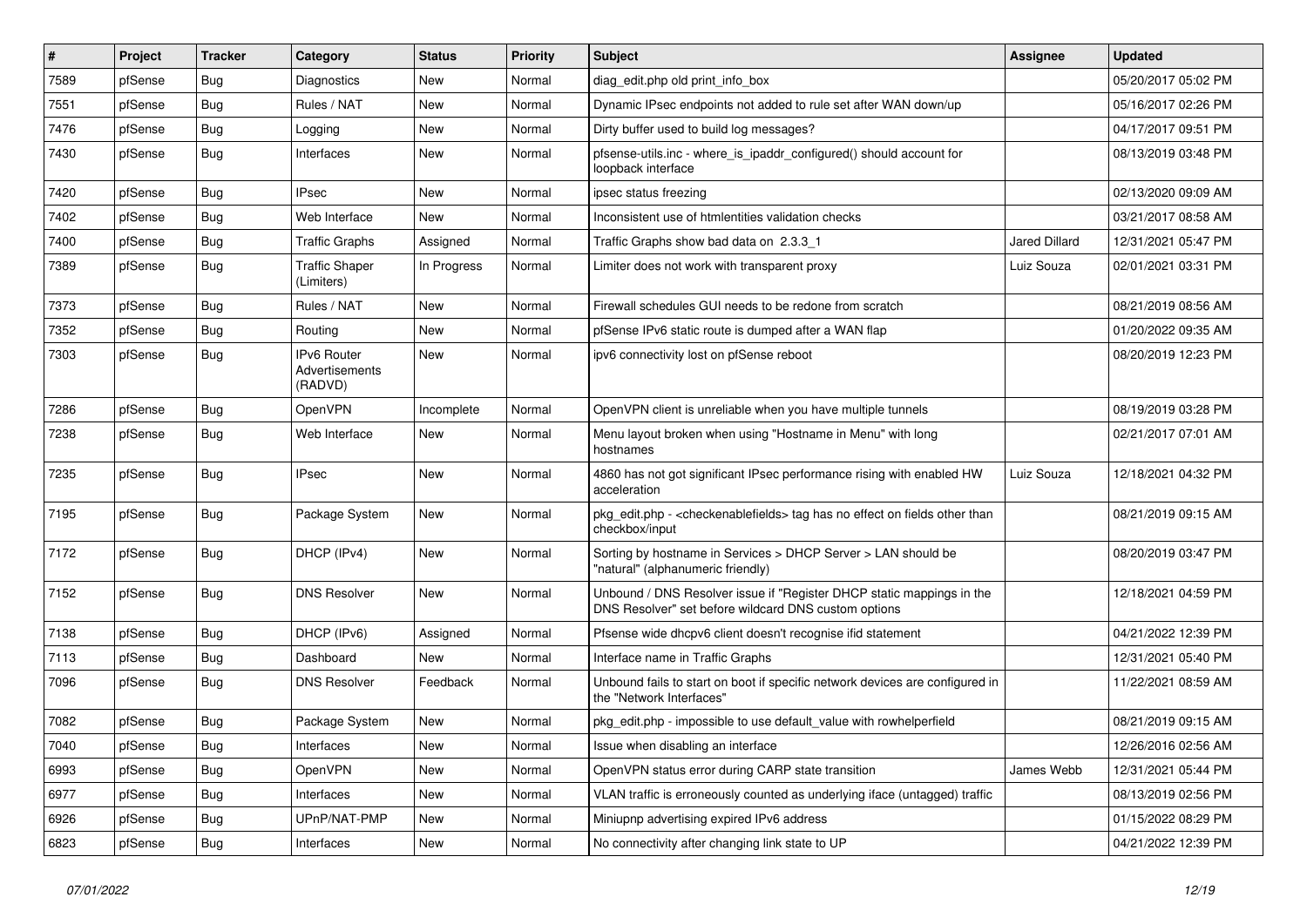| # | Project | Tracker | Category | Status | Priority | Subject | Assignee | Updated |
|---|---|---|---|---|---|---|---|---|
| 7589 | pfSense | Bug | Diagnostics | New | Normal | diag_edit.php old print_info_box | | 05/20/2017 05:02 PM |
| 7551 | pfSense | Bug | Rules / NAT | New | Normal | Dynamic IPsec endpoints not added to rule set after WAN down/up | | 05/16/2017 02:26 PM |
| 7476 | pfSense | Bug | Logging | New | Normal | Dirty buffer used to build log messages? | | 04/17/2017 09:51 PM |
| 7430 | pfSense | Bug | Interfaces | New | Normal | pfsense-utils.inc - where_is_ipaddr_configured() should account for loopback interface | | 08/13/2019 03:48 PM |
| 7420 | pfSense | Bug | IPsec | New | Normal | ipsec status freezing | | 02/13/2020 09:09 AM |
| 7402 | pfSense | Bug | Web Interface | New | Normal | Inconsistent use of htmlentities validation checks | | 03/21/2017 08:58 AM |
| 7400 | pfSense | Bug | Traffic Graphs | Assigned | Normal | Traffic Graphs show bad data on 2.3.3_1 | Jared Dillard | 12/31/2021 05:47 PM |
| 7389 | pfSense | Bug | Traffic Shaper (Limiters) | In Progress | Normal | Limiter does not work with transparent proxy | Luiz Souza | 02/01/2021 03:31 PM |
| 7373 | pfSense | Bug | Rules / NAT | New | Normal | Firewall schedules GUI needs to be redone from scratch | | 08/21/2019 08:56 AM |
| 7352 | pfSense | Bug | Routing | New | Normal | pfSense IPv6 static route is dumped after a WAN flap | | 01/20/2022 09:35 AM |
| 7303 | pfSense | Bug | IPv6 Router Advertisements (RADVD) | New | Normal | ipv6 connectivity lost on pfSense reboot | | 08/20/2019 12:23 PM |
| 7286 | pfSense | Bug | OpenVPN | Incomplete | Normal | OpenVPN client is unreliable when you have multiple tunnels | | 08/19/2019 03:28 PM |
| 7238 | pfSense | Bug | Web Interface | New | Normal | Menu layout broken when using "Hostname in Menu" with long hostnames | | 02/21/2017 07:01 AM |
| 7235 | pfSense | Bug | IPsec | New | Normal | 4860 has not got significant IPsec performance rising with enabled HW acceleration | Luiz Souza | 12/18/2021 04:32 PM |
| 7195 | pfSense | Bug | Package System | New | Normal | pkg_edit.php - <checkenablefields> tag has no effect on fields other than checkbox/input | | 08/21/2019 09:15 AM |
| 7172 | pfSense | Bug | DHCP (IPv4) | New | Normal | Sorting by hostname in Services > DHCP Server > LAN should be "natural" (alphanumeric friendly) | | 08/20/2019 03:47 PM |
| 7152 | pfSense | Bug | DNS Resolver | New | Normal | Unbound / DNS Resolver issue if "Register DHCP static mappings in the DNS Resolver" set before wildcard DNS custom options | | 12/18/2021 04:59 PM |
| 7138 | pfSense | Bug | DHCP (IPv6) | Assigned | Normal | Pfsense wide dhcpv6 client doesn't recognise ifid statement | | 04/21/2022 12:39 PM |
| 7113 | pfSense | Bug | Dashboard | New | Normal | Interface name in Traffic Graphs | | 12/31/2021 05:40 PM |
| 7096 | pfSense | Bug | DNS Resolver | Feedback | Normal | Unbound fails to start on boot if specific network devices are configured in the "Network Interfaces" | | 11/22/2021 08:59 AM |
| 7082 | pfSense | Bug | Package System | New | Normal | pkg_edit.php - impossible to use default_value with rowhelperfield | | 08/21/2019 09:15 AM |
| 7040 | pfSense | Bug | Interfaces | New | Normal | Issue when disabling an interface | | 12/26/2016 02:56 AM |
| 6993 | pfSense | Bug | OpenVPN | New | Normal | OpenVPN status error during CARP state transition | James Webb | 12/31/2021 05:44 PM |
| 6977 | pfSense | Bug | Interfaces | New | Normal | VLAN traffic is erroneously counted as underlying iface (untagged) traffic | | 08/13/2019 02:56 PM |
| 6926 | pfSense | Bug | UPnP/NAT-PMP | New | Normal | Miniupnp advertising expired IPv6 address | | 01/15/2022 08:29 PM |
| 6823 | pfSense | Bug | Interfaces | New | Normal | No connectivity after changing link state to UP | | 04/21/2022 12:39 PM |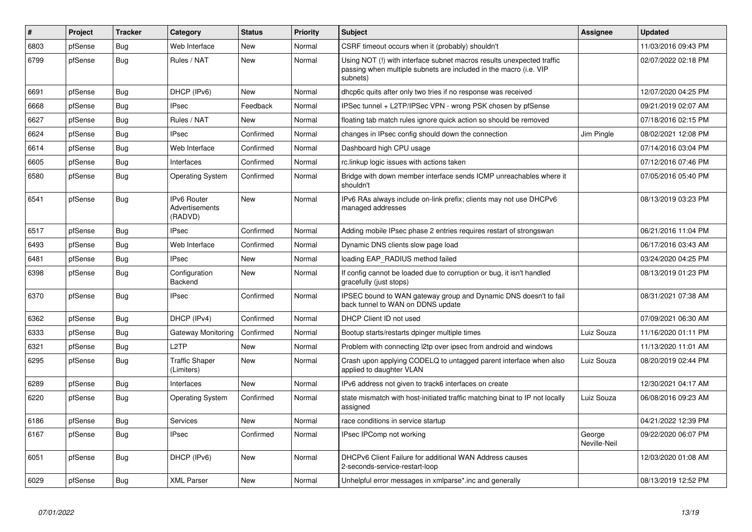| # | Project | Tracker | Category | Status | Priority | Subject | Assignee | Updated |
|---|---|---|---|---|---|---|---|---|
| 6803 | pfSense | Bug | Web Interface | New | Normal | CSRF timeout occurs when it (probably) shouldn't | | 11/03/2016 09:43 PM |
| 6799 | pfSense | Bug | Rules / NAT | New | Normal | Using NOT (!) with interface subnet macros results unexpected traffic passing when multiple subnets are included in the macro (i.e. VIP subnets) | | 02/07/2022 02:18 PM |
| 6691 | pfSense | Bug | DHCP (IPv6) | New | Normal | dhcp6c quits after only two tries if no response was received | | 12/07/2020 04:25 PM |
| 6668 | pfSense | Bug | IPsec | Feedback | Normal | IPSec tunnel + L2TP/IPSec VPN - wrong PSK chosen by pfSense | | 09/21/2019 02:07 AM |
| 6627 | pfSense | Bug | Rules / NAT | New | Normal | floating tab match rules ignore quick action so should be removed | | 07/18/2016 02:15 PM |
| 6624 | pfSense | Bug | IPsec | Confirmed | Normal | changes in IPsec config should down the connection | Jim Pingle | 08/02/2021 12:08 PM |
| 6614 | pfSense | Bug | Web Interface | Confirmed | Normal | Dashboard high CPU usage | | 07/14/2016 03:04 PM |
| 6605 | pfSense | Bug | Interfaces | Confirmed | Normal | rc.linkup logic issues with actions taken | | 07/12/2016 07:46 PM |
| 6580 | pfSense | Bug | Operating System | Confirmed | Normal | Bridge with down member interface sends ICMP unreachables where it shouldn't | | 07/05/2016 05:40 PM |
| 6541 | pfSense | Bug | IPv6 Router Advertisements (RADVD) | New | Normal | IPv6 RAs always include on-link prefix; clients may not use DHCPv6 managed addresses | | 08/13/2019 03:23 PM |
| 6517 | pfSense | Bug | IPsec | Confirmed | Normal | Adding mobile IPsec phase 2 entries requires restart of strongswan | | 06/21/2016 11:04 PM |
| 6493 | pfSense | Bug | Web Interface | Confirmed | Normal | Dynamic DNS clients slow page load | | 06/17/2016 03:43 AM |
| 6481 | pfSense | Bug | IPsec | New | Normal | loading EAP_RADIUS method failed | | 03/24/2020 04:25 PM |
| 6398 | pfSense | Bug | Configuration Backend | New | Normal | If config cannot be loaded due to corruption or bug, it isn't handled gracefully (just stops) | | 08/13/2019 01:23 PM |
| 6370 | pfSense | Bug | IPsec | Confirmed | Normal | IPSEC bound to WAN gateway group and Dynamic DNS doesn't to fail back tunnel to WAN on DDNS update | | 08/31/2021 07:38 AM |
| 6362 | pfSense | Bug | DHCP (IPv4) | Confirmed | Normal | DHCP Client ID not used | | 07/09/2021 06:30 AM |
| 6333 | pfSense | Bug | Gateway Monitoring | Confirmed | Normal | Bootup starts/restarts dpinger multiple times | Luiz Souza | 11/16/2020 01:11 PM |
| 6321 | pfSense | Bug | L2TP | New | Normal | Problem with connecting l2tp over ipsec from android and windows | | 11/13/2020 11:01 AM |
| 6295 | pfSense | Bug | Traffic Shaper (Limiters) | New | Normal | Crash upon applying CODELQ to untagged parent interface when also applied to daughter VLAN | Luiz Souza | 08/20/2019 02:44 PM |
| 6289 | pfSense | Bug | Interfaces | New | Normal | IPv6 address not given to track6 interfaces on create | | 12/30/2021 04:17 AM |
| 6220 | pfSense | Bug | Operating System | Confirmed | Normal | state mismatch with host-initiated traffic matching binat to IP not locally assigned | Luiz Souza | 06/08/2016 09:23 AM |
| 6186 | pfSense | Bug | Services | New | Normal | race conditions in service startup | | 04/21/2022 12:39 PM |
| 6167 | pfSense | Bug | IPsec | Confirmed | Normal | IPsec IPComp not working | George Neville-Neil | 09/22/2020 06:07 PM |
| 6051 | pfSense | Bug | DHCP (IPv6) | New | Normal | DHCPv6 Client Failure for additional WAN Address causes 2-seconds-service-restart-loop | | 12/03/2020 01:08 AM |
| 6029 | pfSense | Bug | XML Parser | New | Normal | Unhelpful error messages in xmlparse*.inc and generally | | 08/13/2019 12:52 PM |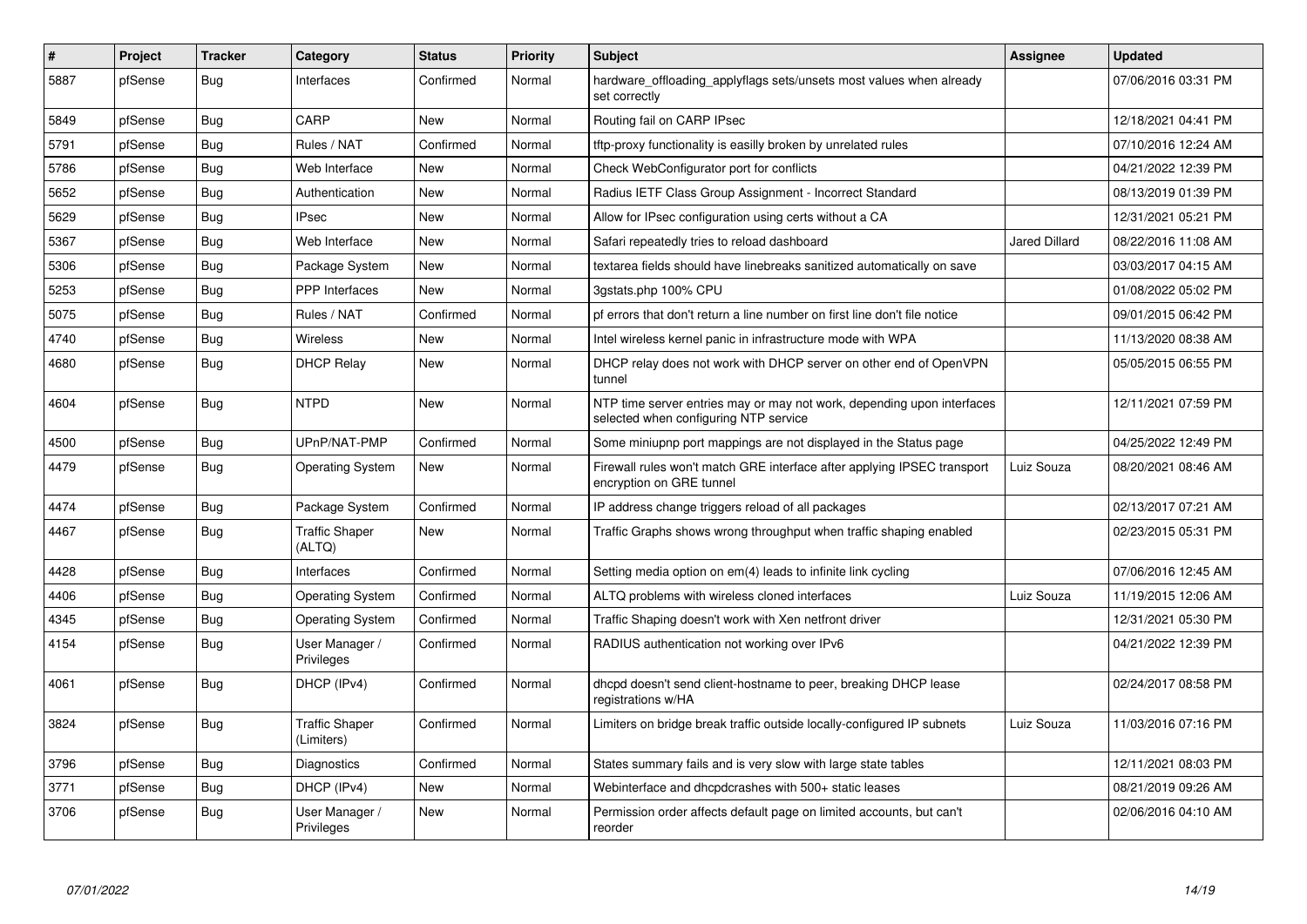| # | Project | Tracker | Category | Status | Priority | Subject | Assignee | Updated |
|---|---|---|---|---|---|---|---|---|
| 5887 | pfSense | Bug | Interfaces | Confirmed | Normal | hardware_offloading_applyflags sets/unsets most values when already set correctly | | 07/06/2016 03:31 PM |
| 5849 | pfSense | Bug | CARP | New | Normal | Routing fail on CARP IPsec | | 12/18/2021 04:41 PM |
| 5791 | pfSense | Bug | Rules / NAT | Confirmed | Normal | tftp-proxy functionality is easilly broken by unrelated rules | | 07/10/2016 12:24 AM |
| 5786 | pfSense | Bug | Web Interface | New | Normal | Check WebConfigurator port for conflicts | | 04/21/2022 12:39 PM |
| 5652 | pfSense | Bug | Authentication | New | Normal | Radius IETF Class Group Assignment - Incorrect Standard | | 08/13/2019 01:39 PM |
| 5629 | pfSense | Bug | IPsec | New | Normal | Allow for IPsec configuration using certs without a CA | | 12/31/2021 05:21 PM |
| 5367 | pfSense | Bug | Web Interface | New | Normal | Safari repeatedly tries to reload dashboard | Jared Dillard | 08/22/2016 11:08 AM |
| 5306 | pfSense | Bug | Package System | New | Normal | textarea fields should have linebreaks sanitized automatically on save | | 03/03/2017 04:15 AM |
| 5253 | pfSense | Bug | PPP Interfaces | New | Normal | 3gstats.php 100% CPU | | 01/08/2022 05:02 PM |
| 5075 | pfSense | Bug | Rules / NAT | Confirmed | Normal | pf errors that don't return a line number on first line don't file notice | | 09/01/2015 06:42 PM |
| 4740 | pfSense | Bug | Wireless | New | Normal | Intel wireless kernel panic in infrastructure mode with WPA | | 11/13/2020 08:38 AM |
| 4680 | pfSense | Bug | DHCP Relay | New | Normal | DHCP relay does not work with DHCP server on other end of OpenVPN tunnel | | 05/05/2015 06:55 PM |
| 4604 | pfSense | Bug | NTPD | New | Normal | NTP time server entries may or may not work, depending upon interfaces selected when configuring NTP service | | 12/11/2021 07:59 PM |
| 4500 | pfSense | Bug | UPnP/NAT-PMP | Confirmed | Normal | Some miniupnp port mappings are not displayed in the Status page | | 04/25/2022 12:49 PM |
| 4479 | pfSense | Bug | Operating System | New | Normal | Firewall rules won't match GRE interface after applying IPSEC transport encryption on GRE tunnel | Luiz Souza | 08/20/2021 08:46 AM |
| 4474 | pfSense | Bug | Package System | Confirmed | Normal | IP address change triggers reload of all packages | | 02/13/2017 07:21 AM |
| 4467 | pfSense | Bug | Traffic Shaper (ALTQ) | New | Normal | Traffic Graphs shows wrong throughput when traffic shaping enabled | | 02/23/2015 05:31 PM |
| 4428 | pfSense | Bug | Interfaces | Confirmed | Normal | Setting media option on em(4) leads to infinite link cycling | | 07/06/2016 12:45 AM |
| 4406 | pfSense | Bug | Operating System | Confirmed | Normal | ALTQ problems with wireless cloned interfaces | Luiz Souza | 11/19/2015 12:06 AM |
| 4345 | pfSense | Bug | Operating System | Confirmed | Normal | Traffic Shaping doesn't work with Xen netfront driver | | 12/31/2021 05:30 PM |
| 4154 | pfSense | Bug | User Manager / Privileges | Confirmed | Normal | RADIUS authentication not working over IPv6 | | 04/21/2022 12:39 PM |
| 4061 | pfSense | Bug | DHCP (IPv4) | Confirmed | Normal | dhcpd doesn't send client-hostname to peer, breaking DHCP lease registrations w/HA | | 02/24/2017 08:58 PM |
| 3824 | pfSense | Bug | Traffic Shaper (Limiters) | Confirmed | Normal | Limiters on bridge break traffic outside locally-configured IP subnets | Luiz Souza | 11/03/2016 07:16 PM |
| 3796 | pfSense | Bug | Diagnostics | Confirmed | Normal | States summary fails and is very slow with large state tables | | 12/11/2021 08:03 PM |
| 3771 | pfSense | Bug | DHCP (IPv4) | New | Normal | Webinterface and dhcpdcrashes with 500+ static leases | | 08/21/2019 09:26 AM |
| 3706 | pfSense | Bug | User Manager / Privileges | New | Normal | Permission order affects default page on limited accounts, but can't reorder | | 02/06/2016 04:10 AM |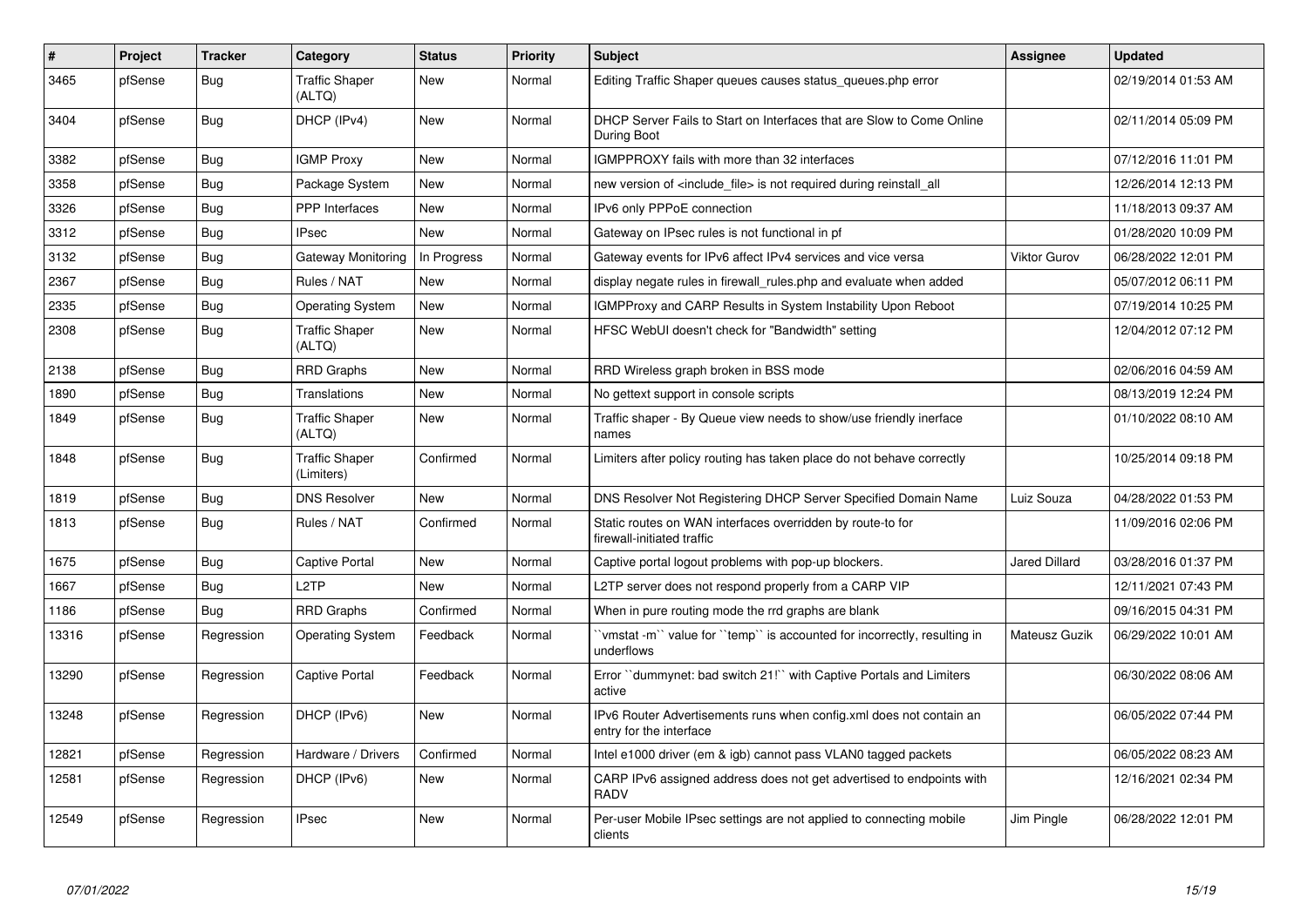| # | Project | Tracker | Category | Status | Priority | Subject | Assignee | Updated |
|---|---|---|---|---|---|---|---|---|
| 3465 | pfSense | Bug | Traffic Shaper (ALTQ) | New | Normal | Editing Traffic Shaper queues causes status_queues.php error | | 02/19/2014 01:53 AM |
| 3404 | pfSense | Bug | DHCP (IPv4) | New | Normal | DHCP Server Fails to Start on Interfaces that are Slow to Come Online During Boot | | 02/11/2014 05:09 PM |
| 3382 | pfSense | Bug | IGMP Proxy | New | Normal | IGMPPROXY fails with more than 32 interfaces | | 07/12/2016 11:01 PM |
| 3358 | pfSense | Bug | Package System | New | Normal | new version of <include_file> is not required during reinstall_all | | 12/26/2014 12:13 PM |
| 3326 | pfSense | Bug | PPP Interfaces | New | Normal | IPv6 only PPPoE connection | | 11/18/2013 09:37 AM |
| 3312 | pfSense | Bug | IPsec | New | Normal | Gateway on IPsec rules is not functional in pf | | 01/28/2020 10:09 PM |
| 3132 | pfSense | Bug | Gateway Monitoring | In Progress | Normal | Gateway events for IPv6 affect IPv4 services and vice versa | Viktor Gurov | 06/28/2022 12:01 PM |
| 2367 | pfSense | Bug | Rules / NAT | New | Normal | display negate rules in firewall_rules.php and evaluate when added | | 05/07/2012 06:11 PM |
| 2335 | pfSense | Bug | Operating System | New | Normal | IGMPProxy and CARP Results in System Instability Upon Reboot | | 07/19/2014 10:25 PM |
| 2308 | pfSense | Bug | Traffic Shaper (ALTQ) | New | Normal | HFSC WebUI doesn't check for "Bandwidth" setting | | 12/04/2012 07:12 PM |
| 2138 | pfSense | Bug | RRD Graphs | New | Normal | RRD Wireless graph broken in BSS mode | | 02/06/2016 04:59 AM |
| 1890 | pfSense | Bug | Translations | New | Normal | No gettext support in console scripts | | 08/13/2019 12:24 PM |
| 1849 | pfSense | Bug | Traffic Shaper (ALTQ) | New | Normal | Traffic shaper - By Queue view needs to show/use friendly inerface names | | 01/10/2022 08:10 AM |
| 1848 | pfSense | Bug | Traffic Shaper (Limiters) | Confirmed | Normal | Limiters after policy routing has taken place do not behave correctly | | 10/25/2014 09:18 PM |
| 1819 | pfSense | Bug | DNS Resolver | New | Normal | DNS Resolver Not Registering DHCP Server Specified Domain Name | Luiz Souza | 04/28/2022 01:53 PM |
| 1813 | pfSense | Bug | Rules / NAT | Confirmed | Normal | Static routes on WAN interfaces overridden by route-to for firewall-initiated traffic | | 11/09/2016 02:06 PM |
| 1675 | pfSense | Bug | Captive Portal | New | Normal | Captive portal logout problems with pop-up blockers. | Jared Dillard | 03/28/2016 01:37 PM |
| 1667 | pfSense | Bug | L2TP | New | Normal | L2TP server does not respond properly from a CARP VIP | | 12/11/2021 07:43 PM |
| 1186 | pfSense | Bug | RRD Graphs | Confirmed | Normal | When in pure routing mode the rrd graphs are blank | | 09/16/2015 04:31 PM |
| 13316 | pfSense | Regression | Operating System | Feedback | Normal | ``vmstat -m`` value for ``temp`` is accounted for incorrectly, resulting in underflows | Mateusz Guzik | 06/29/2022 10:01 AM |
| 13290 | pfSense | Regression | Captive Portal | Feedback | Normal | Error ``dummynet: bad switch 21!`` with Captive Portals and Limiters active | | 06/30/2022 08:06 AM |
| 13248 | pfSense | Regression | DHCP (IPv6) | New | Normal | IPv6 Router Advertisements runs when config.xml does not contain an entry for the interface | | 06/05/2022 07:44 PM |
| 12821 | pfSense | Regression | Hardware / Drivers | Confirmed | Normal | Intel e1000 driver (em & igb) cannot pass VLAN0 tagged packets | | 06/05/2022 08:23 AM |
| 12581 | pfSense | Regression | DHCP (IPv6) | New | Normal | CARP IPv6 assigned address does not get advertised to endpoints with RADV | | 12/16/2021 02:34 PM |
| 12549 | pfSense | Regression | IPsec | New | Normal | Per-user Mobile IPsec settings are not applied to connecting mobile clients | Jim Pingle | 06/28/2022 12:01 PM |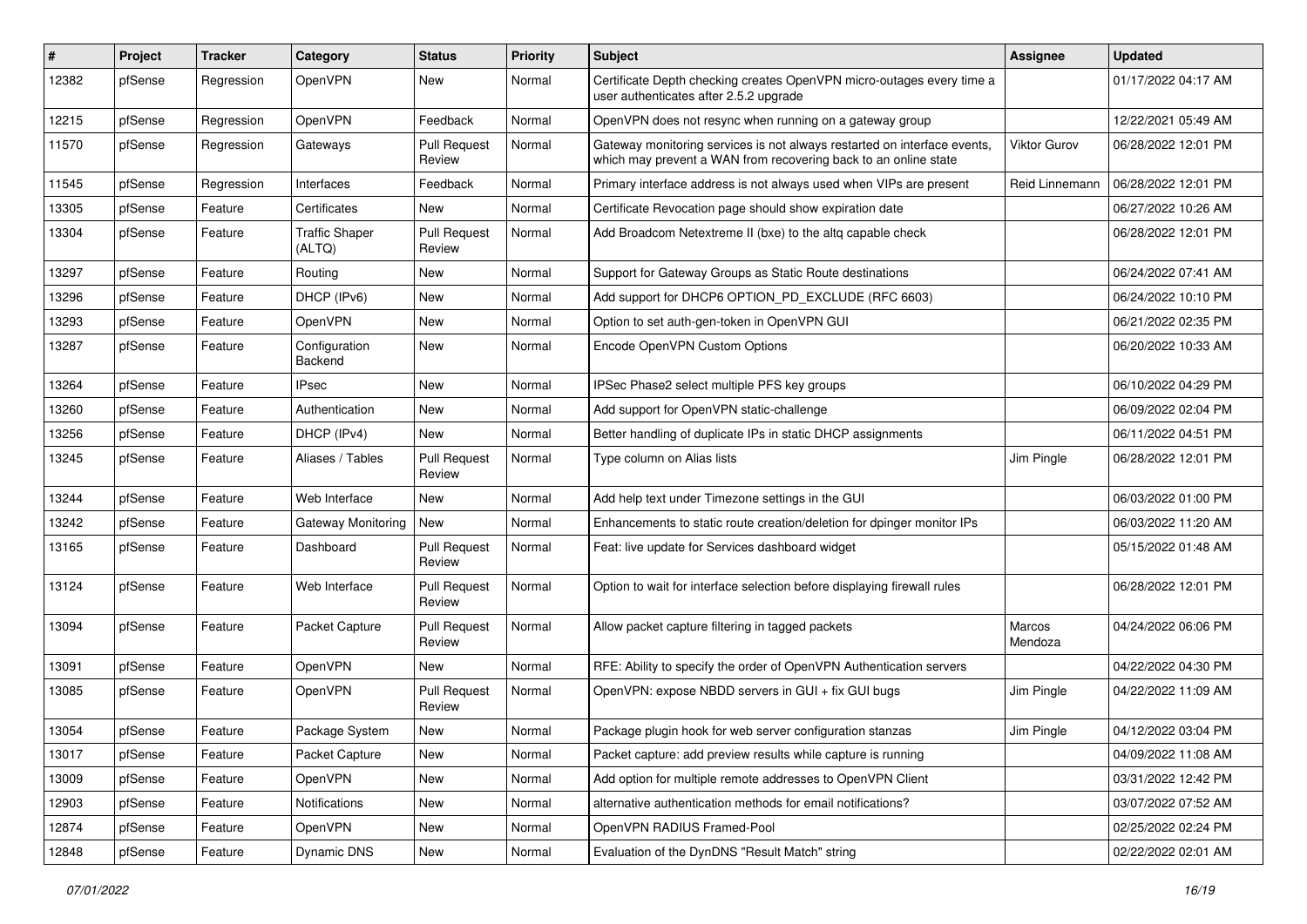| # | Project | Tracker | Category | Status | Priority | Subject | Assignee | Updated |
|---|---|---|---|---|---|---|---|---|
| 12382 | pfSense | Regression | OpenVPN | New | Normal | Certificate Depth checking creates OpenVPN micro-outages every time a user authenticates after 2.5.2 upgrade | | 01/17/2022 04:17 AM |
| 12215 | pfSense | Regression | OpenVPN | Feedback | Normal | OpenVPN does not resync when running on a gateway group | | 12/22/2021 05:49 AM |
| 11570 | pfSense | Regression | Gateways | Pull Request Review | Normal | Gateway monitoring services is not always restarted on interface events, which may prevent a WAN from recovering back to an online state | Viktor Gurov | 06/28/2022 12:01 PM |
| 11545 | pfSense | Regression | Interfaces | Feedback | Normal | Primary interface address is not always used when VIPs are present | Reid Linnemann | 06/28/2022 12:01 PM |
| 13305 | pfSense | Feature | Certificates | New | Normal | Certificate Revocation page should show expiration date | | 06/27/2022 10:26 AM |
| 13304 | pfSense | Feature | Traffic Shaper (ALTQ) | Pull Request Review | Normal | Add Broadcom Netextreme II (bxe) to the altq capable check | | 06/28/2022 12:01 PM |
| 13297 | pfSense | Feature | Routing | New | Normal | Support for Gateway Groups as Static Route destinations | | 06/24/2022 07:41 AM |
| 13296 | pfSense | Feature | DHCP (IPv6) | New | Normal | Add support for DHCP6 OPTION_PD_EXCLUDE (RFC 6603) | | 06/24/2022 10:10 PM |
| 13293 | pfSense | Feature | OpenVPN | New | Normal | Option to set auth-gen-token in OpenVPN GUI | | 06/21/2022 02:35 PM |
| 13287 | pfSense | Feature | Configuration Backend | New | Normal | Encode OpenVPN Custom Options | | 06/20/2022 10:33 AM |
| 13264 | pfSense | Feature | IPsec | New | Normal | IPSec Phase2 select multiple PFS key groups | | 06/10/2022 04:29 PM |
| 13260 | pfSense | Feature | Authentication | New | Normal | Add support for OpenVPN static-challenge | | 06/09/2022 02:04 PM |
| 13256 | pfSense | Feature | DHCP (IPv4) | New | Normal | Better handling of duplicate IPs in static DHCP assignments | | 06/11/2022 04:51 PM |
| 13245 | pfSense | Feature | Aliases / Tables | Pull Request Review | Normal | Type column on Alias lists | Jim Pingle | 06/28/2022 12:01 PM |
| 13244 | pfSense | Feature | Web Interface | New | Normal | Add help text under Timezone settings in the GUI | | 06/03/2022 01:00 PM |
| 13242 | pfSense | Feature | Gateway Monitoring | New | Normal | Enhancements to static route creation/deletion for dpinger monitor IPs | | 06/03/2022 11:20 AM |
| 13165 | pfSense | Feature | Dashboard | Pull Request Review | Normal | Feat: live update for Services dashboard widget | | 05/15/2022 01:48 AM |
| 13124 | pfSense | Feature | Web Interface | Pull Request Review | Normal | Option to wait for interface selection before displaying firewall rules | | 06/28/2022 12:01 PM |
| 13094 | pfSense | Feature | Packet Capture | Pull Request Review | Normal | Allow packet capture filtering in tagged packets | Marcos Mendoza | 04/24/2022 06:06 PM |
| 13091 | pfSense | Feature | OpenVPN | New | Normal | RFE: Ability to specify the order of OpenVPN Authentication servers | | 04/22/2022 04:30 PM |
| 13085 | pfSense | Feature | OpenVPN | Pull Request Review | Normal | OpenVPN: expose NBDD servers in GUI + fix GUI bugs | Jim Pingle | 04/22/2022 11:09 AM |
| 13054 | pfSense | Feature | Package System | New | Normal | Package plugin hook for web server configuration stanzas | Jim Pingle | 04/12/2022 03:04 PM |
| 13017 | pfSense | Feature | Packet Capture | New | Normal | Packet capture: add preview results while capture is running | | 04/09/2022 11:08 AM |
| 13009 | pfSense | Feature | OpenVPN | New | Normal | Add option for multiple remote addresses to OpenVPN Client | | 03/31/2022 12:42 PM |
| 12903 | pfSense | Feature | Notifications | New | Normal | alternative authentication methods for email notifications? | | 03/07/2022 07:52 AM |
| 12874 | pfSense | Feature | OpenVPN | New | Normal | OpenVPN RADIUS Framed-Pool | | 02/25/2022 02:24 PM |
| 12848 | pfSense | Feature | Dynamic DNS | New | Normal | Evaluation of the DynDNS "Result Match" string | | 02/22/2022 02:01 AM |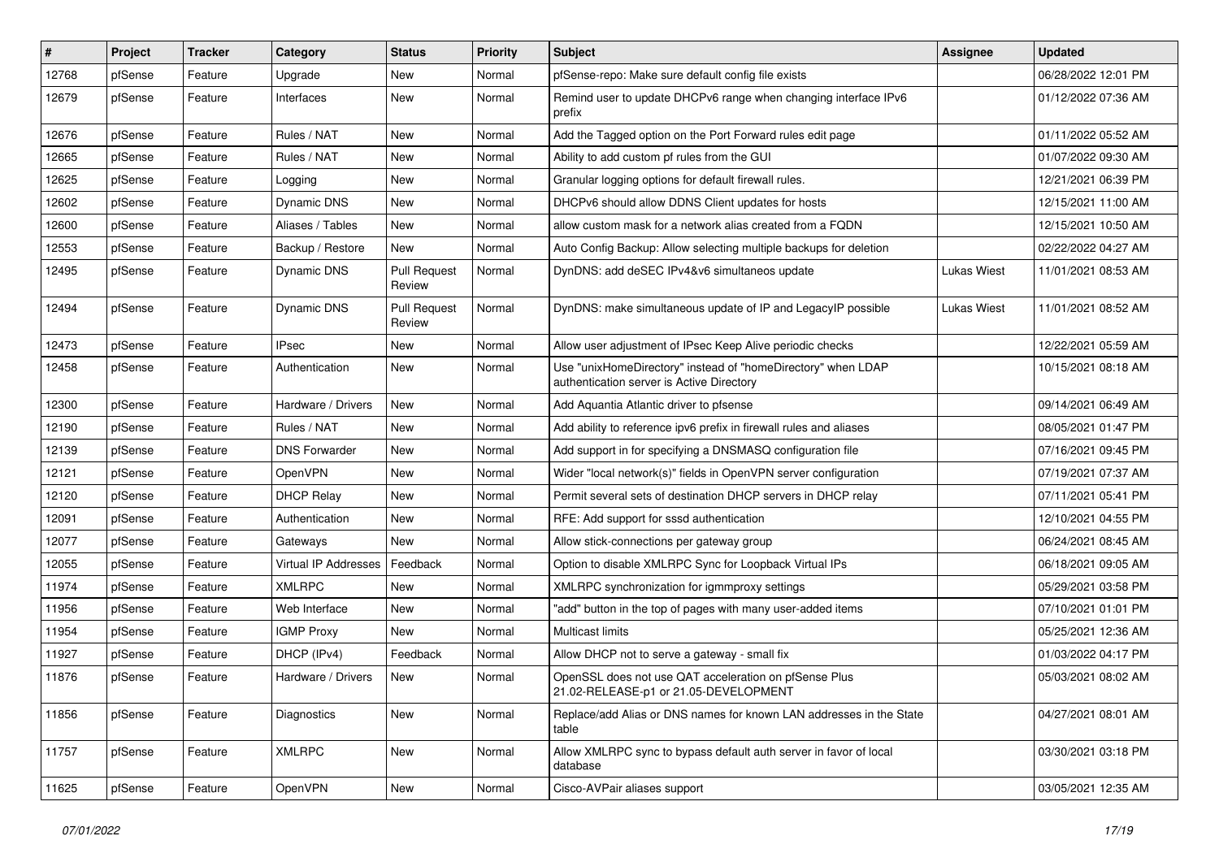| # | Project | Tracker | Category | Status | Priority | Subject | Assignee | Updated |
|---|---|---|---|---|---|---|---|---|
| 12768 | pfSense | Feature | Upgrade | New | Normal | pfSense-repo: Make sure default config file exists | | 06/28/2022 12:01 PM |
| 12679 | pfSense | Feature | Interfaces | New | Normal | Remind user to update DHCPv6 range when changing interface IPv6 prefix | | 01/12/2022 07:36 AM |
| 12676 | pfSense | Feature | Rules / NAT | New | Normal | Add the Tagged option on the Port Forward rules edit page | | 01/11/2022 05:52 AM |
| 12665 | pfSense | Feature | Rules / NAT | New | Normal | Ability to add custom pf rules from the GUI | | 01/07/2022 09:30 AM |
| 12625 | pfSense | Feature | Logging | New | Normal | Granular logging options for default firewall rules. | | 12/21/2021 06:39 PM |
| 12602 | pfSense | Feature | Dynamic DNS | New | Normal | DHCPv6 should allow DDNS Client updates for hosts | | 12/15/2021 11:00 AM |
| 12600 | pfSense | Feature | Aliases / Tables | New | Normal | allow custom mask for a network alias created from a FQDN | | 12/15/2021 10:50 AM |
| 12553 | pfSense | Feature | Backup / Restore | New | Normal | Auto Config Backup: Allow selecting multiple backups for deletion | | 02/22/2022 04:27 AM |
| 12495 | pfSense | Feature | Dynamic DNS | Pull Request Review | Normal | DynDNS: add deSEC IPv4&v6 simultaneos update | Lukas Wiest | 11/01/2021 08:53 AM |
| 12494 | pfSense | Feature | Dynamic DNS | Pull Request Review | Normal | DynDNS: make simultaneous update of IP and LegacyIP possible | Lukas Wiest | 11/01/2021 08:52 AM |
| 12473 | pfSense | Feature | IPsec | New | Normal | Allow user adjustment of IPsec Keep Alive periodic checks | | 12/22/2021 05:59 AM |
| 12458 | pfSense | Feature | Authentication | New | Normal | Use "unixHomeDirectory" instead of "homeDirectory" when LDAP authentication server is Active Directory | | 10/15/2021 08:18 AM |
| 12300 | pfSense | Feature | Hardware / Drivers | New | Normal | Add Aquantia Atlantic driver to pfsense | | 09/14/2021 06:49 AM |
| 12190 | pfSense | Feature | Rules / NAT | New | Normal | Add ability to reference ipv6 prefix in firewall rules and aliases | | 08/05/2021 01:47 PM |
| 12139 | pfSense | Feature | DNS Forwarder | New | Normal | Add support in for specifying a DNSMASQ configuration file | | 07/16/2021 09:45 PM |
| 12121 | pfSense | Feature | OpenVPN | New | Normal | Wider "local network(s)" fields in OpenVPN server configuration | | 07/19/2021 07:37 AM |
| 12120 | pfSense | Feature | DHCP Relay | New | Normal | Permit several sets of destination DHCP servers in DHCP relay | | 07/11/2021 05:41 PM |
| 12091 | pfSense | Feature | Authentication | New | Normal | RFE: Add support for sssd authentication | | 12/10/2021 04:55 PM |
| 12077 | pfSense | Feature | Gateways | New | Normal | Allow stick-connections per gateway group | | 06/24/2021 08:45 AM |
| 12055 | pfSense | Feature | Virtual IP Addresses | Feedback | Normal | Option to disable XMLRPC Sync for Loopback Virtual IPs | | 06/18/2021 09:05 AM |
| 11974 | pfSense | Feature | XMLRPC | New | Normal | XMLRPC synchronization for igmmproxy settings | | 05/29/2021 03:58 PM |
| 11956 | pfSense | Feature | Web Interface | New | Normal | "add" button in the top of pages with many user-added items | | 07/10/2021 01:01 PM |
| 11954 | pfSense | Feature | IGMP Proxy | New | Normal | Multicast limits | | 05/25/2021 12:36 AM |
| 11927 | pfSense | Feature | DHCP (IPv4) | Feedback | Normal | Allow DHCP not to serve a gateway - small fix | | 01/03/2022 04:17 PM |
| 11876 | pfSense | Feature | Hardware / Drivers | New | Normal | OpenSSL does not use QAT acceleration on pfSense Plus 21.02-RELEASE-p1 or 21.05-DEVELOPMENT | | 05/03/2021 08:02 AM |
| 11856 | pfSense | Feature | Diagnostics | New | Normal | Replace/add Alias or DNS names for known LAN addresses in the State table | | 04/27/2021 08:01 AM |
| 11757 | pfSense | Feature | XMLRPC | New | Normal | Allow XMLRPC sync to bypass default auth server in favor of local database | | 03/30/2021 03:18 PM |
| 11625 | pfSense | Feature | OpenVPN | New | Normal | Cisco-AVPair aliases support | | 03/05/2021 12:35 AM |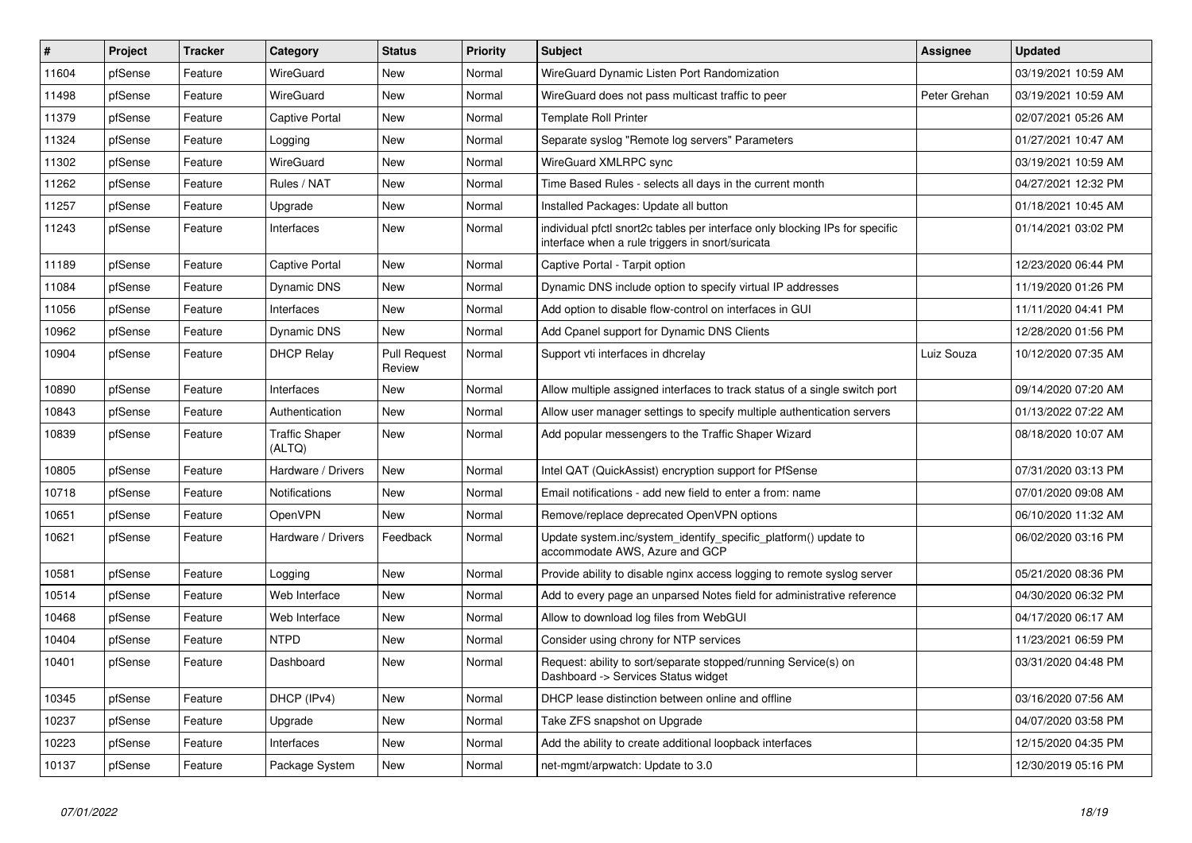| # | Project | Tracker | Category | Status | Priority | Subject | Assignee | Updated |
|---|---|---|---|---|---|---|---|---|
| 11604 | pfSense | Feature | WireGuard | New | Normal | WireGuard Dynamic Listen Port Randomization | | 03/19/2021 10:59 AM |
| 11498 | pfSense | Feature | WireGuard | New | Normal | WireGuard does not pass multicast traffic to peer | Peter Grehan | 03/19/2021 10:59 AM |
| 11379 | pfSense | Feature | Captive Portal | New | Normal | Template Roll Printer | | 02/07/2021 05:26 AM |
| 11324 | pfSense | Feature | Logging | New | Normal | Separate syslog "Remote log servers" Parameters | | 01/27/2021 10:47 AM |
| 11302 | pfSense | Feature | WireGuard | New | Normal | WireGuard XMLRPC sync | | 03/19/2021 10:59 AM |
| 11262 | pfSense | Feature | Rules / NAT | New | Normal | Time Based Rules - selects all days in the current month | | 04/27/2021 12:32 PM |
| 11257 | pfSense | Feature | Upgrade | New | Normal | Installed Packages: Update all button | | 01/18/2021 10:45 AM |
| 11243 | pfSense | Feature | Interfaces | New | Normal | individual pfctl snort2c tables per interface only blocking IPs for specific interface when a rule triggers in snort/suricata | | 01/14/2021 03:02 PM |
| 11189 | pfSense | Feature | Captive Portal | New | Normal | Captive Portal - Tarpit option | | 12/23/2020 06:44 PM |
| 11084 | pfSense | Feature | Dynamic DNS | New | Normal | Dynamic DNS include option to specify virtual IP addresses | | 11/19/2020 01:26 PM |
| 11056 | pfSense | Feature | Interfaces | New | Normal | Add option to disable flow-control on interfaces in GUI | | 11/11/2020 04:41 PM |
| 10962 | pfSense | Feature | Dynamic DNS | New | Normal | Add Cpanel support for Dynamic DNS Clients | | 12/28/2020 01:56 PM |
| 10904 | pfSense | Feature | DHCP Relay | Pull Request Review | Normal | Support vti interfaces in dhcrelay | Luiz Souza | 10/12/2020 07:35 AM |
| 10890 | pfSense | Feature | Interfaces | New | Normal | Allow multiple assigned interfaces to track status of a single switch port | | 09/14/2020 07:20 AM |
| 10843 | pfSense | Feature | Authentication | New | Normal | Allow user manager settings to specify multiple authentication servers | | 01/13/2022 07:22 AM |
| 10839 | pfSense | Feature | Traffic Shaper (ALTQ) | New | Normal | Add popular messengers to the Traffic Shaper Wizard | | 08/18/2020 10:07 AM |
| 10805 | pfSense | Feature | Hardware / Drivers | New | Normal | Intel QAT (QuickAssist) encryption support for PfSense | | 07/31/2020 03:13 PM |
| 10718 | pfSense | Feature | Notifications | New | Normal | Email notifications - add new field to enter a from: name | | 07/01/2020 09:08 AM |
| 10651 | pfSense | Feature | OpenVPN | New | Normal | Remove/replace deprecated OpenVPN options | | 06/10/2020 11:32 AM |
| 10621 | pfSense | Feature | Hardware / Drivers | Feedback | Normal | Update system.inc/system_identify_specific_platform() update to accommodate AWS, Azure and GCP | | 06/02/2020 03:16 PM |
| 10581 | pfSense | Feature | Logging | New | Normal | Provide ability to disable nginx access logging to remote syslog server | | 05/21/2020 08:36 PM |
| 10514 | pfSense | Feature | Web Interface | New | Normal | Add to every page an unparsed Notes field for administrative reference | | 04/30/2020 06:32 PM |
| 10468 | pfSense | Feature | Web Interface | New | Normal | Allow to download log files from WebGUI | | 04/17/2020 06:17 AM |
| 10404 | pfSense | Feature | NTPD | New | Normal | Consider using chrony for NTP services | | 11/23/2021 06:59 PM |
| 10401 | pfSense | Feature | Dashboard | New | Normal | Request: ability to sort/separate stopped/running Service(s) on Dashboard -> Services Status widget | | 03/31/2020 04:48 PM |
| 10345 | pfSense | Feature | DHCP (IPv4) | New | Normal | DHCP lease distinction between online and offline | | 03/16/2020 07:56 AM |
| 10237 | pfSense | Feature | Upgrade | New | Normal | Take ZFS snapshot on Upgrade | | 04/07/2020 03:58 PM |
| 10223 | pfSense | Feature | Interfaces | New | Normal | Add the ability to create additional loopback interfaces | | 12/15/2020 04:35 PM |
| 10137 | pfSense | Feature | Package System | New | Normal | net-mgmt/arpwatch: Update to 3.0 | | 12/30/2019 05:16 PM |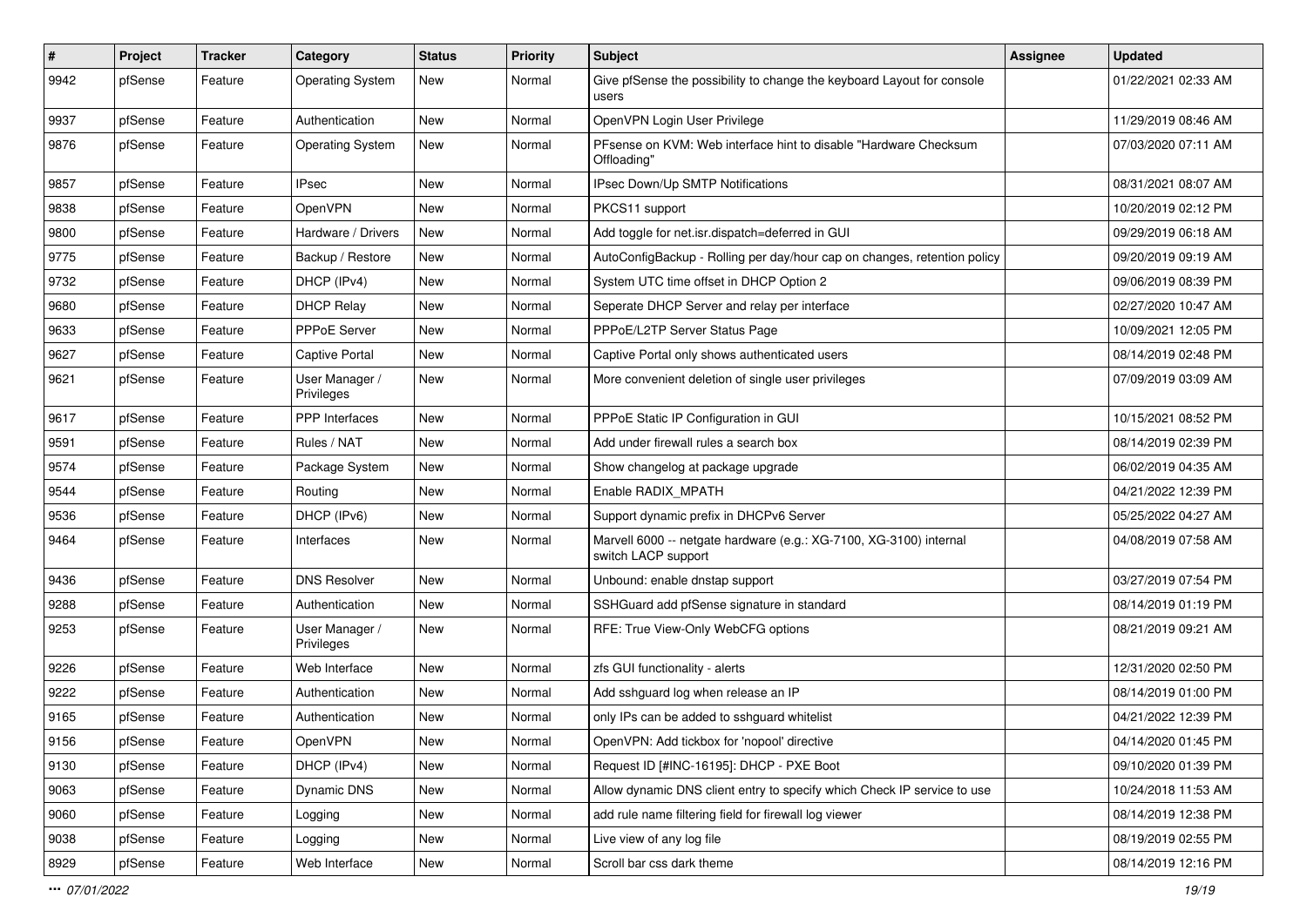| # | Project | Tracker | Category | Status | Priority | Subject | Assignee | Updated |
|---|---|---|---|---|---|---|---|---|
| 9942 | pfSense | Feature | Operating System | New | Normal | Give pfSense the possibility to change the keyboard Layout for console users | | 01/22/2021 02:33 AM |
| 9937 | pfSense | Feature | Authentication | New | Normal | OpenVPN Login User Privilege | | 11/29/2019 08:46 AM |
| 9876 | pfSense | Feature | Operating System | New | Normal | PFsense on KVM: Web interface hint to disable "Hardware Checksum Offloading" | | 07/03/2020 07:11 AM |
| 9857 | pfSense | Feature | IPsec | New | Normal | IPsec Down/Up SMTP Notifications | | 08/31/2021 08:07 AM |
| 9838 | pfSense | Feature | OpenVPN | New | Normal | PKCS11 support | | 10/20/2019 02:12 PM |
| 9800 | pfSense | Feature | Hardware / Drivers | New | Normal | Add toggle for net.isr.dispatch=deferred in GUI | | 09/29/2019 06:18 AM |
| 9775 | pfSense | Feature | Backup / Restore | New | Normal | AutoConfigBackup - Rolling per day/hour cap on changes, retention policy | | 09/20/2019 09:19 AM |
| 9732 | pfSense | Feature | DHCP (IPv4) | New | Normal | System UTC time offset in DHCP Option 2 | | 09/06/2019 08:39 PM |
| 9680 | pfSense | Feature | DHCP Relay | New | Normal | Seperate DHCP Server and relay per interface | | 02/27/2020 10:47 AM |
| 9633 | pfSense | Feature | PPPoE Server | New | Normal | PPPoE/L2TP Server Status Page | | 10/09/2021 12:05 PM |
| 9627 | pfSense | Feature | Captive Portal | New | Normal | Captive Portal only shows authenticated users | | 08/14/2019 02:48 PM |
| 9621 | pfSense | Feature | User Manager / Privileges | New | Normal | More convenient deletion of single user privileges | | 07/09/2019 03:09 AM |
| 9617 | pfSense | Feature | PPP Interfaces | New | Normal | PPPoE Static IP Configuration in GUI | | 10/15/2021 08:52 PM |
| 9591 | pfSense | Feature | Rules / NAT | New | Normal | Add under firewall rules a search box | | 08/14/2019 02:39 PM |
| 9574 | pfSense | Feature | Package System | New | Normal | Show changelog at package upgrade | | 06/02/2019 04:35 AM |
| 9544 | pfSense | Feature | Routing | New | Normal | Enable RADIX_MPATH | | 04/21/2022 12:39 PM |
| 9536 | pfSense | Feature | DHCP (IPv6) | New | Normal | Support dynamic prefix in DHCPv6 Server | | 05/25/2022 04:27 AM |
| 9464 | pfSense | Feature | Interfaces | New | Normal | Marvell 6000 -- netgate hardware (e.g.: XG-7100, XG-3100) internal switch LACP support | | 04/08/2019 07:58 AM |
| 9436 | pfSense | Feature | DNS Resolver | New | Normal | Unbound: enable dnstap support | | 03/27/2019 07:54 PM |
| 9288 | pfSense | Feature | Authentication | New | Normal | SSHGuard add pfSense signature in standard | | 08/14/2019 01:19 PM |
| 9253 | pfSense | Feature | User Manager / Privileges | New | Normal | RFE: True View-Only WebCFG options | | 08/21/2019 09:21 AM |
| 9226 | pfSense | Feature | Web Interface | New | Normal | zfs GUI functionality - alerts | | 12/31/2020 02:50 PM |
| 9222 | pfSense | Feature | Authentication | New | Normal | Add sshguard log when release an IP | | 08/14/2019 01:00 PM |
| 9165 | pfSense | Feature | Authentication | New | Normal | only IPs can be added to sshguard whitelist | | 04/21/2022 12:39 PM |
| 9156 | pfSense | Feature | OpenVPN | New | Normal | OpenVPN: Add tickbox for 'nopool' directive | | 04/14/2020 01:45 PM |
| 9130 | pfSense | Feature | DHCP (IPv4) | New | Normal | Request ID [#INC-16195]: DHCP - PXE Boot | | 09/10/2020 01:39 PM |
| 9063 | pfSense | Feature | Dynamic DNS | New | Normal | Allow dynamic DNS client entry to specify which Check IP service to use | | 10/24/2018 11:53 AM |
| 9060 | pfSense | Feature | Logging | New | Normal | add rule name filtering field for firewall log viewer | | 08/14/2019 12:38 PM |
| 9038 | pfSense | Feature | Logging | New | Normal | Live view of any log file | | 08/19/2019 02:55 PM |
| 8929 | pfSense | Feature | Web Interface | New | Normal | Scroll bar css dark theme | | 08/14/2019 12:16 PM |